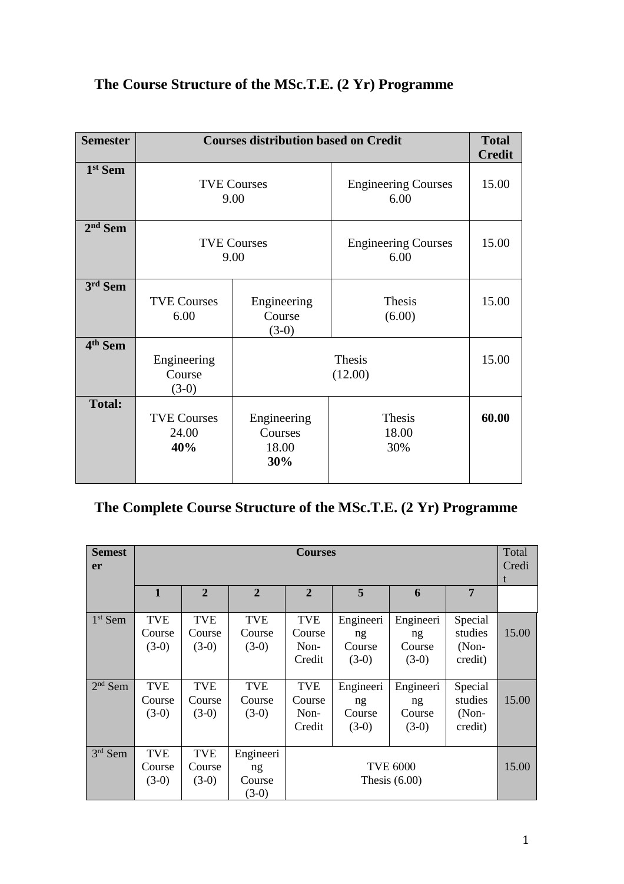## The Course Structure of the MSc.T.E. (2 Yr) Programme

| Semester | Courses distribution based on Credit | | | Total Credit |
|---|---|---|---|---|
| 1st Sem | TVE Courses 9.00 | | Engineering Courses 6.00 | 15.00 |
| 2nd Sem | TVE Courses 9.00 | | Engineering Courses 6.00 | 15.00 |
| 3rd Sem | TVE Courses 6.00 | Engineering Course (3-0) | Thesis (6.00) | 15.00 |
| 4th Sem | Engineering Course (3-0) | Thesis (12.00) | | 15.00 |
| **Total:** | TVE Courses 24.00 **40%** | Engineering Courses 18.00 **30%** | Thesis 18.00 30% | **60.00** |

## The Complete Course Structure of the MSc.T.E. (2 Yr) Programme

| Semester | Courses | | | | | | | Total Credit |
|---|---|---|---|---|---|---|---|---|
| | **1** | **2** | **2** | **2** | **5** | **6** | **7** | |
| 1st Sem | TVE Course (3-0) | TVE Course (3-0) | TVE Course (3-0) | TVE Course Non-Credit | Engineering Course (3-0) | Engineering Course (3-0) | Special studies (Non-credit) | 15.00 |
| 2nd Sem | TVE Course (3-0) | TVE Course (3-0) | TVE Course (3-0) | TVE Course Non-Credit | Engineering Course (3-0) | Engineering Course (3-0) | Special studies (Non-credit) | 15.00 |
| 3rd Sem | TVE Course (3-0) | TVE Course (3-0) | Engineering Course (3-0) | TVE 6000 Thesis (6.00) | | | | 15.00 |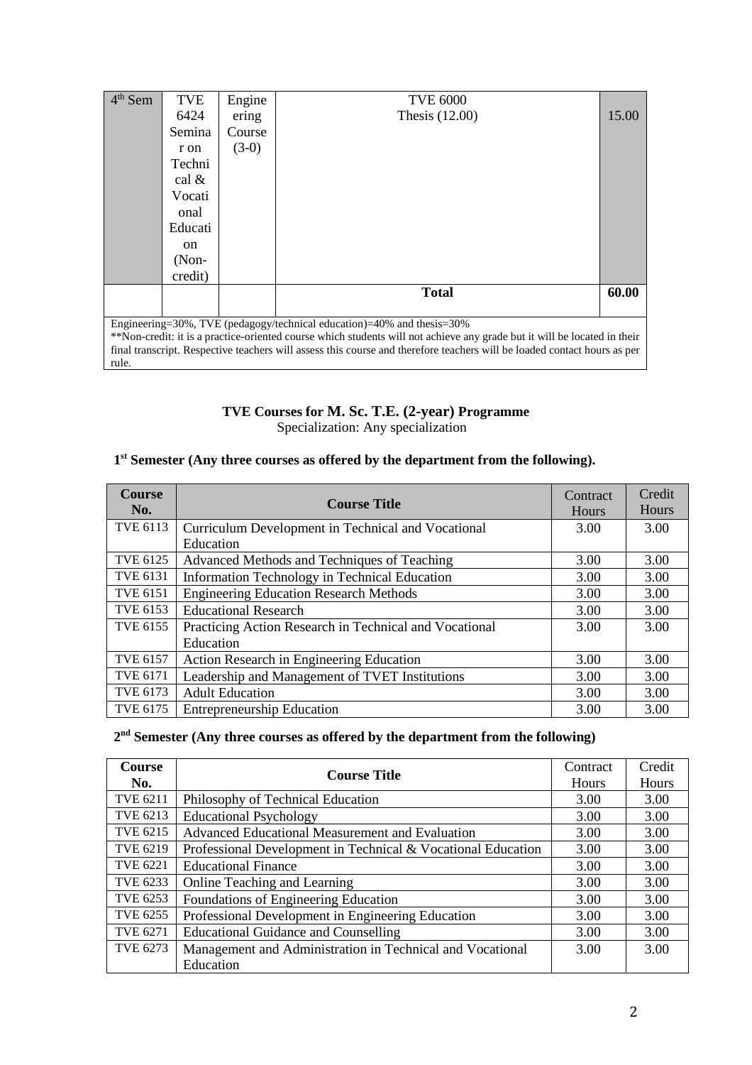| 4th Sem | TVE 6424 Seminar on Technical & Vocational Education (Non-credit) | Engineering Course (3-0) | TVE 6000 Thesis (12.00) | 15.00 |
|---|---|---|---|---|
| | | | **Total** | **60.00** |

Engineering=30%, TVE (pedagogy/technical education)=40% and thesis=30%

**Non-credit: it is a practice-oriented course which students will not achieve any grade but it will be located in their final transcript. Respective teachers will assess this course and therefore teachers will be loaded contact hours as per rule.

## TVE Courses for M. Sc. T.E. (2-year) Programme

Specialization: Any specialization

### 1st Semester (Any three courses as offered by the department from the following).

| Course No. | Course Title | Contract Hours | Credit Hours |
|---|---|---|---|
| TVE 6113 | Curriculum Development in Technical and Vocational Education | 3.00 | 3.00 |
| TVE 6125 | Advanced Methods and Techniques of Teaching | 3.00 | 3.00 |
| TVE 6131 | Information Technology in Technical Education | 3.00 | 3.00 |
| TVE 6151 | Engineering Education Research Methods | 3.00 | 3.00 |
| TVE 6153 | Educational Research | 3.00 | 3.00 |
| TVE 6155 | Practicing Action Research in Technical and Vocational Education | 3.00 | 3.00 |
| TVE 6157 | Action Research in Engineering Education | 3.00 | 3.00 |
| TVE 6171 | Leadership and Management of TVET Institutions | 3.00 | 3.00 |
| TVE 6173 | Adult Education | 3.00 | 3.00 |
| TVE 6175 | Entrepreneurship Education | 3.00 | 3.00 |

### 2nd Semester (Any three courses as offered by the department from the following)

| Course No. | Course Title | Contract Hours | Credit Hours |
|---|---|---|---|
| TVE 6211 | Philosophy of Technical Education | 3.00 | 3.00 |
| TVE 6213 | Educational Psychology | 3.00 | 3.00 |
| TVE 6215 | Advanced Educational Measurement and Evaluation | 3.00 | 3.00 |
| TVE 6219 | Professional Development in Technical & Vocational Education | 3.00 | 3.00 |
| TVE 6221 | Educational Finance | 3.00 | 3.00 |
| TVE 6233 | Online Teaching and Learning | 3.00 | 3.00 |
| TVE 6253 | Foundations of Engineering Education | 3.00 | 3.00 |
| TVE 6255 | Professional Development in Engineering Education | 3.00 | 3.00 |
| TVE 6271 | Educational Guidance and Counselling | 3.00 | 3.00 |
| TVE 6273 | Management and Administration in Technical and Vocational Education | 3.00 | 3.00 |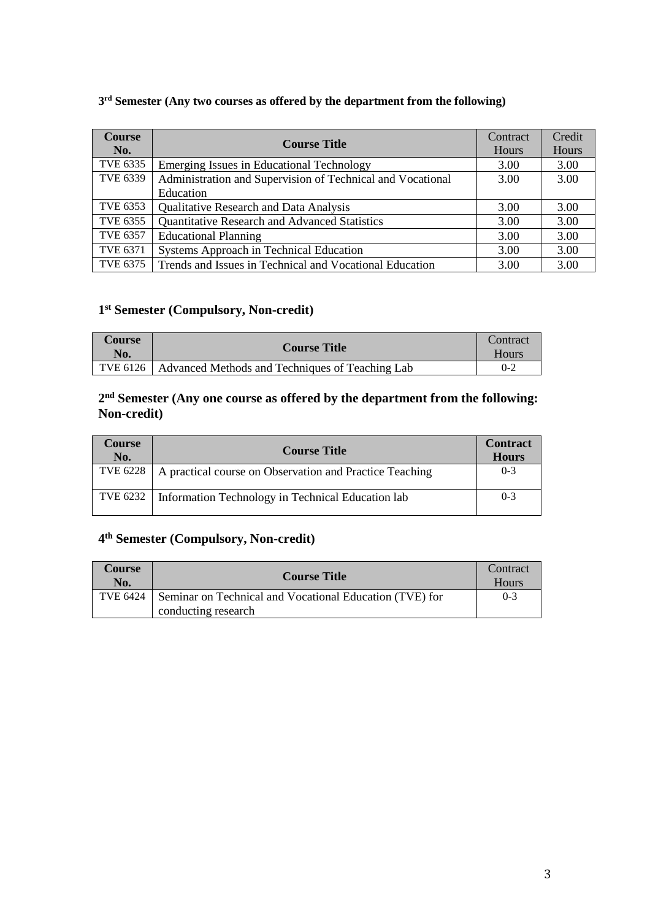**3rd Semester (Any two courses as offered by the department from the following)**

| Course No. | Course Title | Contract Hours | Credit Hours |
|---|---|---|---|
| TVE 6335 | Emerging Issues in Educational Technology | 3.00 | 3.00 |
| TVE 6339 | Administration and Supervision of Technical and Vocational Education | 3.00 | 3.00 |
| TVE 6353 | Qualitative Research and Data Analysis | 3.00 | 3.00 |
| TVE 6355 | Quantitative Research and Advanced Statistics | 3.00 | 3.00 |
| TVE 6357 | Educational Planning | 3.00 | 3.00 |
| TVE 6371 | Systems Approach in Technical Education | 3.00 | 3.00 |
| TVE 6375 | Trends and Issues in Technical and Vocational Education | 3.00 | 3.00 |

## 1st Semester (Compulsory, Non-credit)

| Course No. | Course Title | Contract Hours |
|---|---|---|
| TVE 6126 | Advanced Methods and Techniques of Teaching Lab | 0-2 |

## 2nd Semester (Any one course as offered by the department from the following: Non-credit)

| Course No. | Course Title | Contract Hours |
|---|---|---|
| TVE 6228 | A practical course on Observation and Practice Teaching | 0-3 |
| TVE 6232 | Information Technology in Technical Education lab | 0-3 |

## 4th Semester (Compulsory, Non-credit)

| Course No. | Course Title | Contract Hours |
|---|---|---|
| TVE 6424 | Seminar on Technical and Vocational Education (TVE) for conducting research | 0-3 |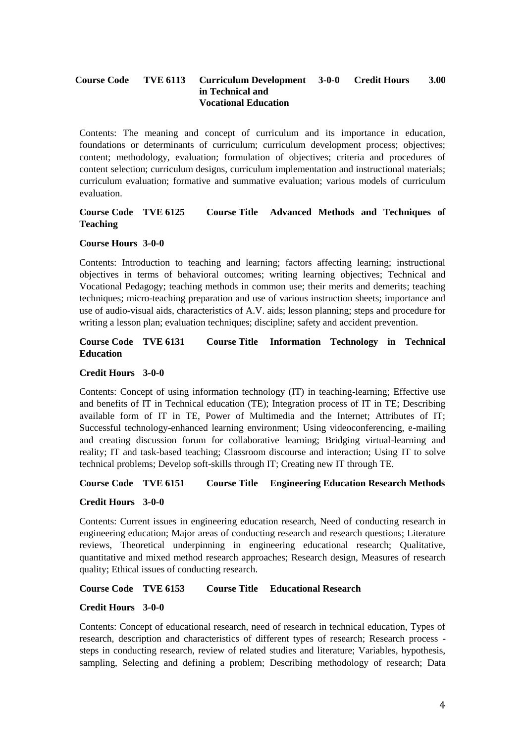**Course Code TVE 6113 Curriculum Development in Technical and Vocational Education 3-0-0 Credit Hours 3.00**

Contents: The meaning and concept of curriculum and its importance in education, foundations or determinants of curriculum; curriculum development process; objectives; content; methodology, evaluation; formulation of objectives; criteria and procedures of content selection; curriculum designs, curriculum implementation and instructional materials; curriculum evaluation; formative and summative evaluation; various models of curriculum evaluation.

**Course Code TVE 6125 Course Title Advanced Methods and Techniques of Teaching**

**Course Hours 3-0-0**

Contents: Introduction to teaching and learning; factors affecting learning; instructional objectives in terms of behavioral outcomes; writing learning objectives; Technical and Vocational Pedagogy; teaching methods in common use; their merits and demerits; teaching techniques; micro-teaching preparation and use of various instruction sheets; importance and use of audio-visual aids, characteristics of A.V. aids; lesson planning; steps and procedure for writing a lesson plan; evaluation techniques; discipline; safety and accident prevention.

**Course Code TVE 6131 Course Title Information Technology in Technical Education**

**Credit Hours 3-0-0**

Contents: Concept of using information technology (IT) in teaching-learning; Effective use and benefits of IT in Technical education (TE); Integration process of IT in TE; Describing available form of IT in TE, Power of Multimedia and the Internet; Attributes of IT; Successful technology-enhanced learning environment; Using videoconferencing, e-mailing and creating discussion forum for collaborative learning; Bridging virtual-learning and reality; IT and task-based teaching; Classroom discourse and interaction; Using IT to solve technical problems; Develop soft-skills through IT; Creating new IT through TE.

**Course Code TVE 6151 Course Title Engineering Education Research Methods**

**Credit Hours 3-0-0**

Contents: Current issues in engineering education research, Need of conducting research in engineering education; Major areas of conducting research and research questions; Literature reviews, Theoretical underpinning in engineering educational research; Qualitative, quantitative and mixed method research approaches; Research design, Measures of research quality; Ethical issues of conducting research.

**Course Code TVE 6153 Course Title Educational Research**

**Credit Hours 3-0-0**

Contents: Concept of educational research, need of research in technical education, Types of research, description and characteristics of different types of research; Research process - steps in conducting research, review of related studies and literature; Variables, hypothesis, sampling, Selecting and defining a problem; Describing methodology of research; Data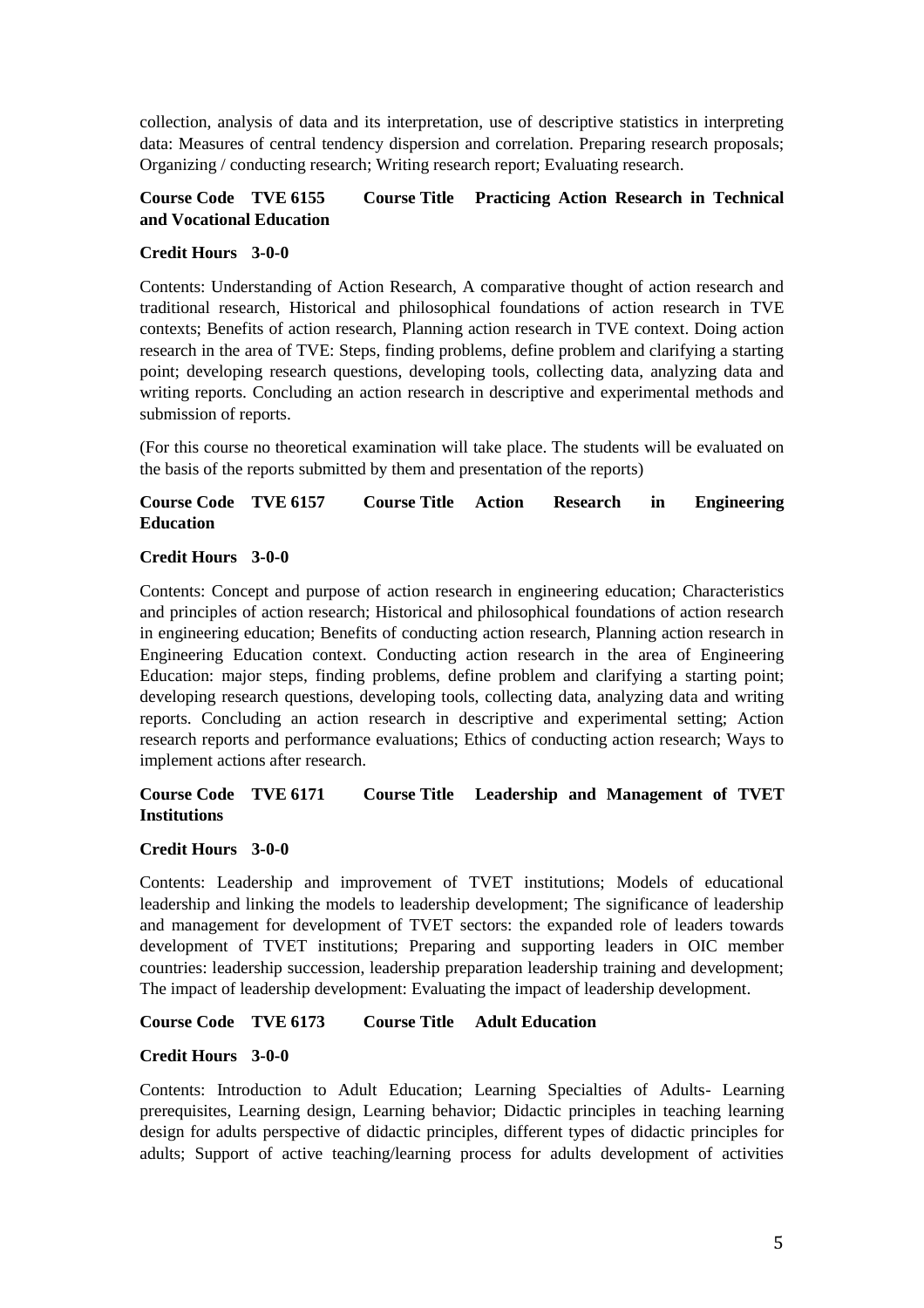collection, analysis of data and its interpretation, use of descriptive statistics in interpreting data: Measures of central tendency dispersion and correlation. Preparing research proposals; Organizing / conducting research; Writing research report; Evaluating research.

**Course Code TVE 6155 Course Title Practicing Action Research in Technical and Vocational Education**

**Credit Hours 3-0-0**

Contents: Understanding of Action Research, A comparative thought of action research and traditional research, Historical and philosophical foundations of action research in TVE contexts; Benefits of action research, Planning action research in TVE context. Doing action research in the area of TVE: Steps, finding problems, define problem and clarifying a starting point; developing research questions, developing tools, collecting data, analyzing data and writing reports. Concluding an action research in descriptive and experimental methods and submission of reports.

(For this course no theoretical examination will take place. The students will be evaluated on the basis of the reports submitted by them and presentation of the reports)

**Course Code TVE 6157 Course Title Action Research in Engineering Education**

**Credit Hours 3-0-0**

Contents: Concept and purpose of action research in engineering education; Characteristics and principles of action research; Historical and philosophical foundations of action research in engineering education; Benefits of conducting action research, Planning action research in Engineering Education context. Conducting action research in the area of Engineering Education: major steps, finding problems, define problem and clarifying a starting point; developing research questions, developing tools, collecting data, analyzing data and writing reports. Concluding an action research in descriptive and experimental setting; Action research reports and performance evaluations; Ethics of conducting action research; Ways to implement actions after research.

**Course Code TVE 6171 Course Title Leadership and Management of TVET Institutions**

**Credit Hours 3-0-0**

Contents: Leadership and improvement of TVET institutions; Models of educational leadership and linking the models to leadership development; The significance of leadership and management for development of TVET sectors: the expanded role of leaders towards development of TVET institutions; Preparing and supporting leaders in OIC member countries: leadership succession, leadership preparation leadership training and development; The impact of leadership development: Evaluating the impact of leadership development.

**Course Code TVE 6173 Course Title Adult Education**

**Credit Hours 3-0-0**

Contents: Introduction to Adult Education; Learning Specialties of Adults- Learning prerequisites, Learning design, Learning behavior; Didactic principles in teaching learning design for adults perspective of didactic principles, different types of didactic principles for adults; Support of active teaching/learning process for adults development of activities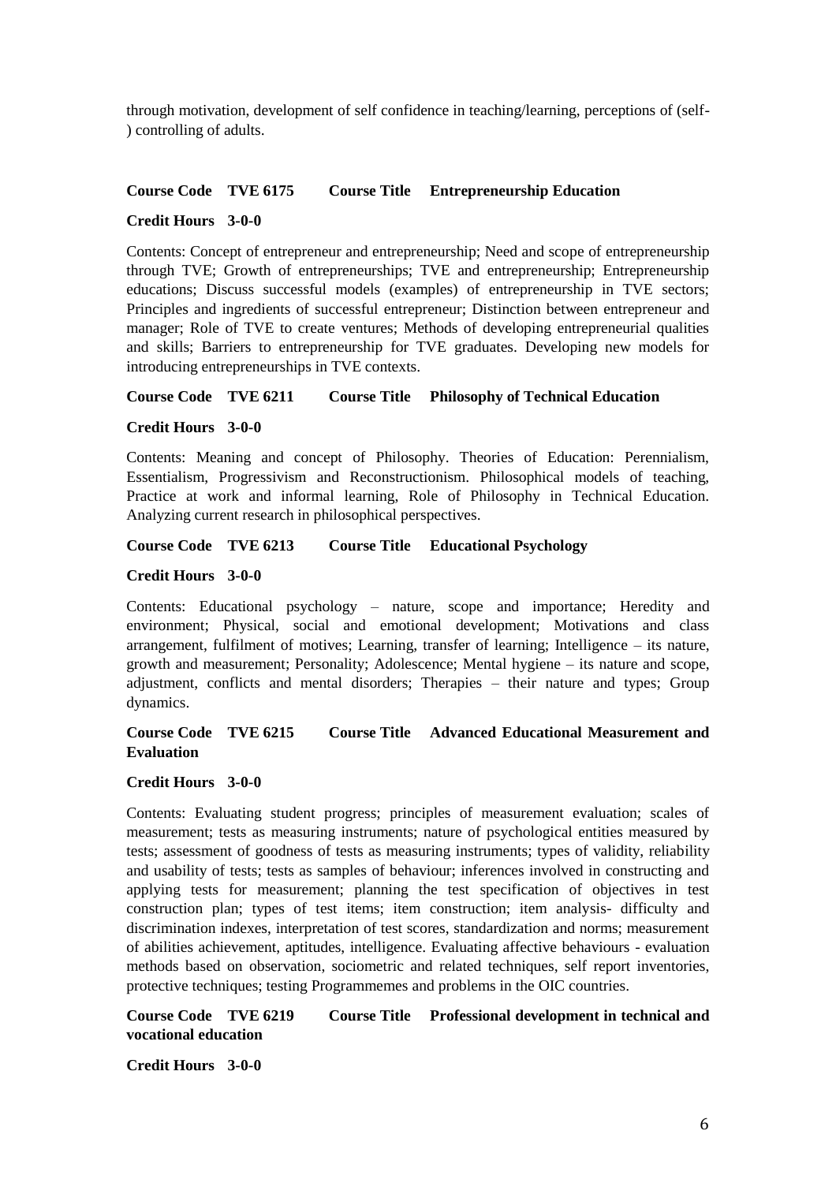through motivation, development of self confidence in teaching/learning, perceptions of (self-) controlling of adults.

**Course Code TVE 6175 Course Title Entrepreneurship Education**

**Credit Hours 3-0-0**

Contents: Concept of entrepreneur and entrepreneurship; Need and scope of entrepreneurship through TVE; Growth of entrepreneurships; TVE and entrepreneurship; Entrepreneurship educations; Discuss successful models (examples) of entrepreneurship in TVE sectors; Principles and ingredients of successful entrepreneur; Distinction between entrepreneur and manager; Role of TVE to create ventures; Methods of developing entrepreneurial qualities and skills; Barriers to entrepreneurship for TVE graduates. Developing new models for introducing entrepreneurships in TVE contexts.

**Course Code TVE 6211 Course Title Philosophy of Technical Education**

**Credit Hours 3-0-0**

Contents: Meaning and concept of Philosophy. Theories of Education: Perennialism, Essentialism, Progressivism and Reconstructionism. Philosophical models of teaching, Practice at work and informal learning, Role of Philosophy in Technical Education. Analyzing current research in philosophical perspectives.

**Course Code TVE 6213 Course Title Educational Psychology**

**Credit Hours 3-0-0**

Contents: Educational psychology – nature, scope and importance; Heredity and environment; Physical, social and emotional development; Motivations and class arrangement, fulfilment of motives; Learning, transfer of learning; Intelligence – its nature, growth and measurement; Personality; Adolescence; Mental hygiene – its nature and scope, adjustment, conflicts and mental disorders; Therapies – their nature and types; Group dynamics.

**Course Code TVE 6215 Course Title Advanced Educational Measurement and Evaluation**

**Credit Hours 3-0-0**

Contents: Evaluating student progress; principles of measurement evaluation; scales of measurement; tests as measuring instruments; nature of psychological entities measured by tests; assessment of goodness of tests as measuring instruments; types of validity, reliability and usability of tests; tests as samples of behaviour; inferences involved in constructing and applying tests for measurement; planning the test specification of objectives in test construction plan; types of test items; item construction; item analysis- difficulty and discrimination indexes, interpretation of test scores, standardization and norms; measurement of abilities achievement, aptitudes, intelligence. Evaluating affective behaviours - evaluation methods based on observation, sociometric and related techniques, self report inventories, protective techniques; testing Programmemes and problems in the OIC countries.

**Course Code TVE 6219 Course Title Professional development in technical and vocational education**

**Credit Hours 3-0-0**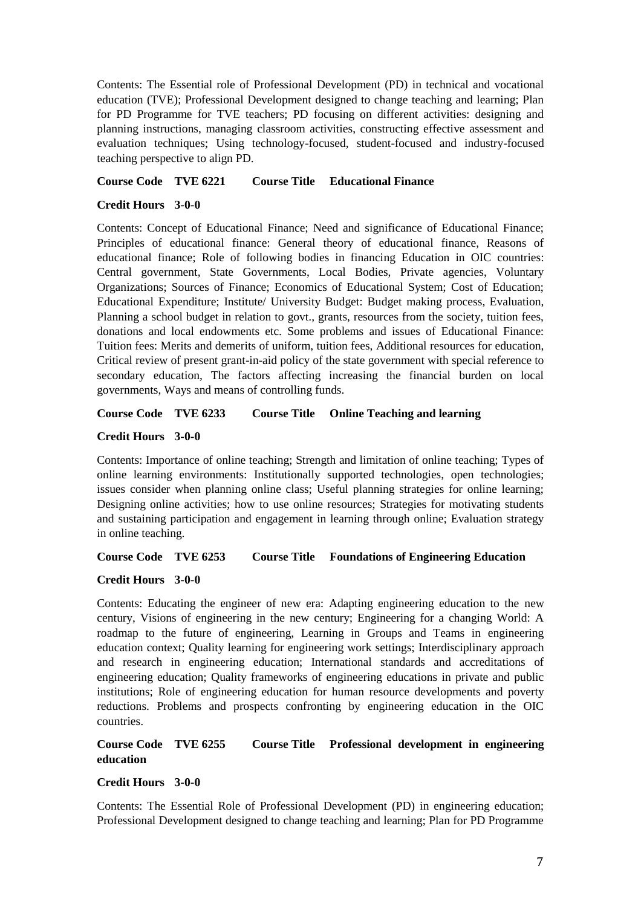Contents: The Essential role of Professional Development (PD) in technical and vocational education (TVE); Professional Development designed to change teaching and learning; Plan for PD Programme for TVE teachers; PD focusing on different activities: designing and planning instructions, managing classroom activities, constructing effective assessment and evaluation techniques; Using technology-focused, student-focused and industry-focused teaching perspective to align PD.

**Course Code TVE 6221 Course Title Educational Finance**

**Credit Hours 3-0-0**

Contents: Concept of Educational Finance; Need and significance of Educational Finance; Principles of educational finance: General theory of educational finance, Reasons of educational finance; Role of following bodies in financing Education in OIC countries: Central government, State Governments, Local Bodies, Private agencies, Voluntary Organizations; Sources of Finance; Economics of Educational System; Cost of Education; Educational Expenditure; Institute/ University Budget: Budget making process, Evaluation, Planning a school budget in relation to govt., grants, resources from the society, tuition fees, donations and local endowments etc. Some problems and issues of Educational Finance: Tuition fees: Merits and demerits of uniform, tuition fees, Additional resources for education, Critical review of present grant-in-aid policy of the state government with special reference to secondary education, The factors affecting increasing the financial burden on local governments, Ways and means of controlling funds.

**Course Code TVE 6233 Course Title Online Teaching and learning**

**Credit Hours 3-0-0**

Contents: Importance of online teaching; Strength and limitation of online teaching; Types of online learning environments: Institutionally supported technologies, open technologies; issues consider when planning online class; Useful planning strategies for online learning; Designing online activities; how to use online resources; Strategies for motivating students and sustaining participation and engagement in learning through online; Evaluation strategy in online teaching.

**Course Code TVE 6253 Course Title Foundations of Engineering Education**

**Credit Hours 3-0-0**

Contents: Educating the engineer of new era: Adapting engineering education to the new century, Visions of engineering in the new century; Engineering for a changing World: A roadmap to the future of engineering, Learning in Groups and Teams in engineering education context; Quality learning for engineering work settings; Interdisciplinary approach and research in engineering education; International standards and accreditations of engineering education; Quality frameworks of engineering educations in private and public institutions; Role of engineering education for human resource developments and poverty reductions. Problems and prospects confronting by engineering education in the OIC countries.

**Course Code TVE 6255 Course Title Professional development in engineering education**

**Credit Hours 3-0-0**

Contents: The Essential Role of Professional Development (PD) in engineering education; Professional Development designed to change teaching and learning; Plan for PD Programme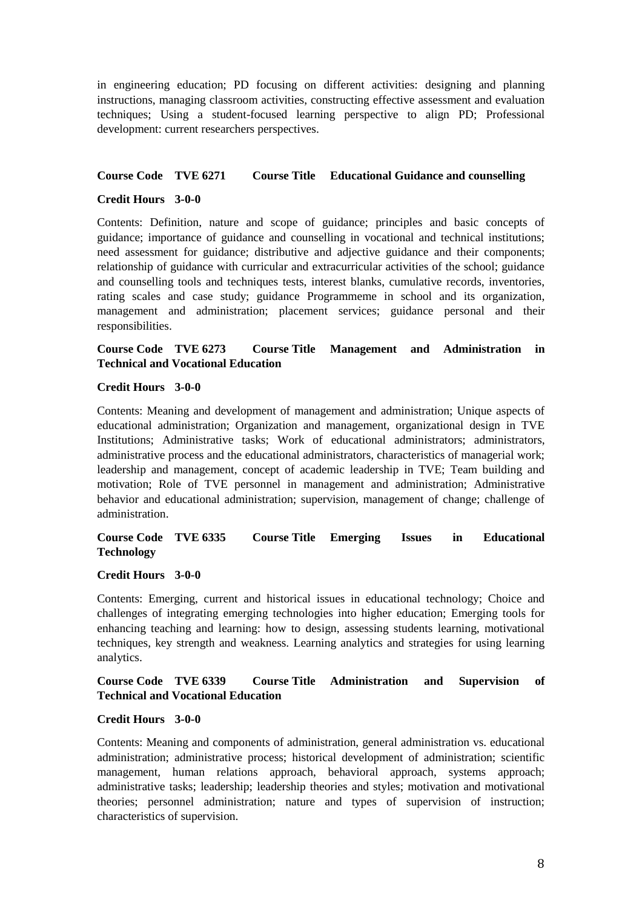in engineering education; PD focusing on different activities: designing and planning instructions, managing classroom activities, constructing effective assessment and evaluation techniques; Using a student-focused learning perspective to align PD; Professional development: current researchers perspectives.

**Course Code TVE 6271 Course Title Educational Guidance and counselling**

**Credit Hours 3-0-0**

Contents: Definition, nature and scope of guidance; principles and basic concepts of guidance; importance of guidance and counselling in vocational and technical institutions; need assessment for guidance; distributive and adjective guidance and their components; relationship of guidance with curricular and extracurricular activities of the school; guidance and counselling tools and techniques tests, interest blanks, cumulative records, inventories, rating scales and case study; guidance Programmeme in school and its organization, management and administration; placement services; guidance personal and their responsibilities.

**Course Code TVE 6273 Course Title Management and Administration in Technical and Vocational Education**

**Credit Hours 3-0-0**

Contents: Meaning and development of management and administration; Unique aspects of educational administration; Organization and management, organizational design in TVE Institutions; Administrative tasks; Work of educational administrators; administrators, administrative process and the educational administrators, characteristics of managerial work; leadership and management, concept of academic leadership in TVE; Team building and motivation; Role of TVE personnel in management and administration; Administrative behavior and educational administration; supervision, management of change; challenge of administration.

**Course Code TVE 6335 Course Title Emerging Issues in Educational Technology**

**Credit Hours 3-0-0**

Contents: Emerging, current and historical issues in educational technology; Choice and challenges of integrating emerging technologies into higher education; Emerging tools for enhancing teaching and learning: how to design, assessing students learning, motivational techniques, key strength and weakness. Learning analytics and strategies for using learning analytics.

**Course Code TVE 6339 Course Title Administration and Supervision of Technical and Vocational Education**

**Credit Hours 3-0-0**

Contents: Meaning and components of administration, general administration vs. educational administration; administrative process; historical development of administration; scientific management, human relations approach, behavioral approach, systems approach; administrative tasks; leadership; leadership theories and styles; motivation and motivational theories; personnel administration; nature and types of supervision of instruction; characteristics of supervision.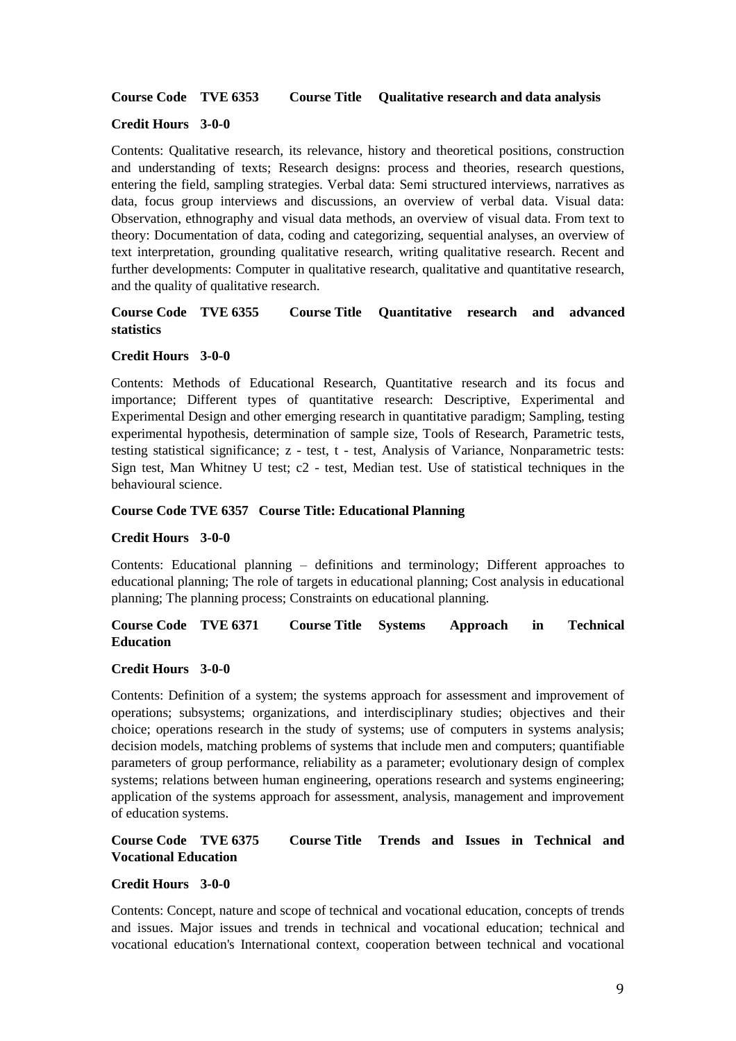**Course Code TVE 6353 Course Title Qualitative research and data analysis**

**Credit Hours 3-0-0**

Contents: Qualitative research, its relevance, history and theoretical positions, construction and understanding of texts; Research designs: process and theories, research questions, entering the field, sampling strategies. Verbal data: Semi structured interviews, narratives as data, focus group interviews and discussions, an overview of verbal data. Visual data: Observation, ethnography and visual data methods, an overview of visual data. From text to theory: Documentation of data, coding and categorizing, sequential analyses, an overview of text interpretation, grounding qualitative research, writing qualitative research. Recent and further developments: Computer in qualitative research, qualitative and quantitative research, and the quality of qualitative research.

**Course Code TVE 6355 Course Title Quantitative research and advanced statistics**

**Credit Hours 3-0-0**

Contents: Methods of Educational Research, Quantitative research and its focus and importance; Different types of quantitative research: Descriptive, Experimental and Experimental Design and other emerging research in quantitative paradigm; Sampling, testing experimental hypothesis, determination of sample size, Tools of Research, Parametric tests, testing statistical significance; z - test, t - test, Analysis of Variance, Nonparametric tests: Sign test, Man Whitney U test; c2 - test, Median test. Use of statistical techniques in the behavioural science.

**Course Code TVE 6357 Course Title: Educational Planning**

**Credit Hours 3-0-0**

Contents: Educational planning – definitions and terminology; Different approaches to educational planning; The role of targets in educational planning; Cost analysis in educational planning; The planning process; Constraints on educational planning.

**Course Code TVE 6371 Course Title Systems Approach in Technical Education**

**Credit Hours 3-0-0**

Contents: Definition of a system; the systems approach for assessment and improvement of operations; subsystems; organizations, and interdisciplinary studies; objectives and their choice; operations research in the study of systems; use of computers in systems analysis; decision models, matching problems of systems that include men and computers; quantifiable parameters of group performance, reliability as a parameter; evolutionary design of complex systems; relations between human engineering, operations research and systems engineering; application of the systems approach for assessment, analysis, management and improvement of education systems.

**Course Code TVE 6375 Course Title Trends and Issues in Technical and Vocational Education**

**Credit Hours 3-0-0**

Contents: Concept, nature and scope of technical and vocational education, concepts of trends and issues. Major issues and trends in technical and vocational education; technical and vocational education's International context, cooperation between technical and vocational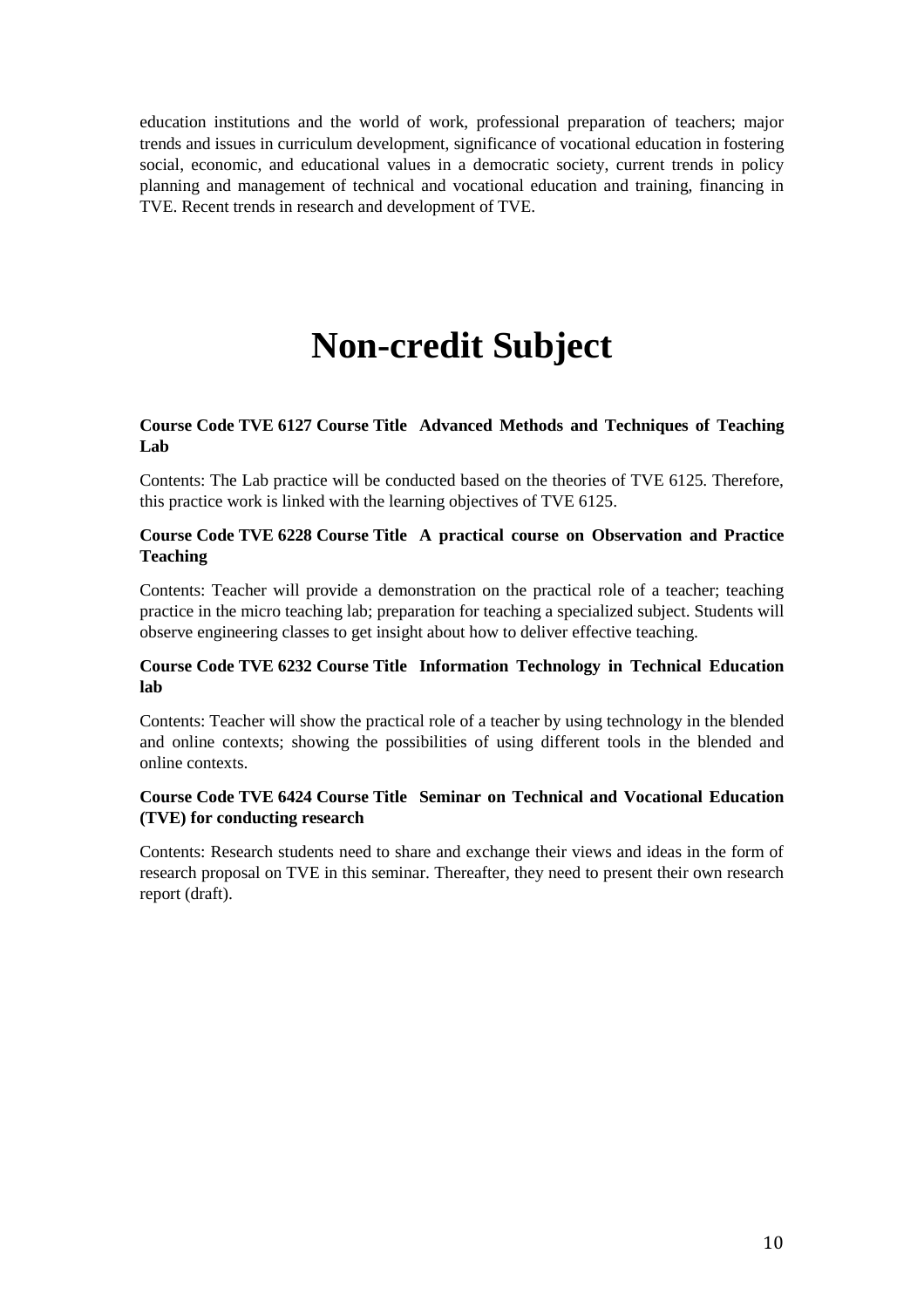education institutions and the world of work, professional preparation of teachers; major trends and issues in curriculum development, significance of vocational education in fostering social, economic, and educational values in a democratic society, current trends in policy planning and management of technical and vocational education and training, financing in TVE. Recent trends in research and development of TVE.

# Non-credit Subject

**Course Code TVE 6127 Course Title Advanced Methods and Techniques of Teaching Lab**

Contents: The Lab practice will be conducted based on the theories of TVE 6125. Therefore, this practice work is linked with the learning objectives of TVE 6125.

**Course Code TVE 6228 Course Title A practical course on Observation and Practice Teaching**

Contents: Teacher will provide a demonstration on the practical role of a teacher; teaching practice in the micro teaching lab; preparation for teaching a specialized subject. Students will observe engineering classes to get insight about how to deliver effective teaching.

**Course Code TVE 6232 Course Title Information Technology in Technical Education lab**

Contents: Teacher will show the practical role of a teacher by using technology in the blended and online contexts; showing the possibilities of using different tools in the blended and online contexts.

**Course Code TVE 6424 Course Title Seminar on Technical and Vocational Education (TVE) for conducting research**

Contents: Research students need to share and exchange their views and ideas in the form of research proposal on TVE in this seminar. Thereafter, they need to present their own research report (draft).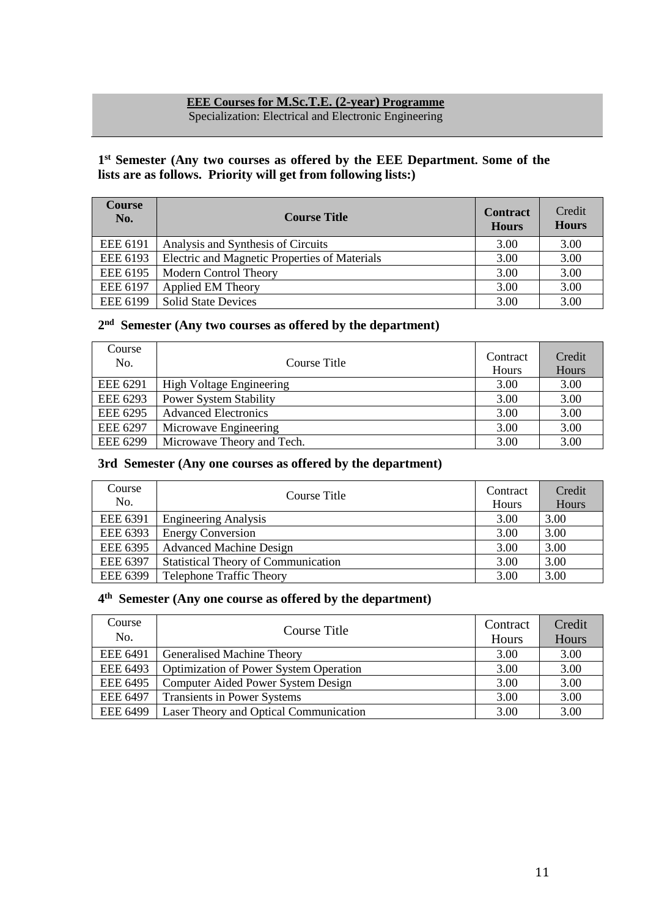**EEE Courses for M.Sc.T.E. (2-year) Programme**

Specialization: Electrical and Electronic Engineering

**1st Semester (Any two courses as offered by the EEE Department. Some of the lists are as follows. Priority will get from following lists:)**

| Course No. | Course Title | Contract Hours | Credit Hours |
|---|---|---|---|
| EEE 6191 | Analysis and Synthesis of Circuits | 3.00 | 3.00 |
| EEE 6193 | Electric and Magnetic Properties of Materials | 3.00 | 3.00 |
| EEE 6195 | Modern Control Theory | 3.00 | 3.00 |
| EEE 6197 | Applied EM Theory | 3.00 | 3.00 |
| EEE 6199 | Solid State Devices | 3.00 | 3.00 |

**2nd Semester (Any two courses as offered by the department)**

| Course No. | Course Title | Contract Hours | Credit Hours |
|---|---|---|---|
| EEE 6291 | High Voltage Engineering | 3.00 | 3.00 |
| EEE 6293 | Power System Stability | 3.00 | 3.00 |
| EEE 6295 | Advanced Electronics | 3.00 | 3.00 |
| EEE 6297 | Microwave Engineering | 3.00 | 3.00 |
| EEE 6299 | Microwave Theory and Tech. | 3.00 | 3.00 |

**3rd Semester (Any one courses as offered by the department)**

| Course No. | Course Title | Contract Hours | Credit Hours |
|---|---|---|---|
| EEE 6391 | Engineering Analysis | 3.00 | 3.00 |
| EEE 6393 | Energy Conversion | 3.00 | 3.00 |
| EEE 6395 | Advanced Machine Design | 3.00 | 3.00 |
| EEE 6397 | Statistical Theory of Communication | 3.00 | 3.00 |
| EEE 6399 | Telephone Traffic Theory | 3.00 | 3.00 |

**4th Semester (Any one course as offered by the department)**

| Course No. | Course Title | Contract Hours | Credit Hours |
|---|---|---|---|
| EEE 6491 | Generalised Machine Theory | 3.00 | 3.00 |
| EEE 6493 | Optimization of Power System Operation | 3.00 | 3.00 |
| EEE 6495 | Computer Aided Power System Design | 3.00 | 3.00 |
| EEE 6497 | Transients in Power Systems | 3.00 | 3.00 |
| EEE 6499 | Laser Theory and Optical Communication | 3.00 | 3.00 |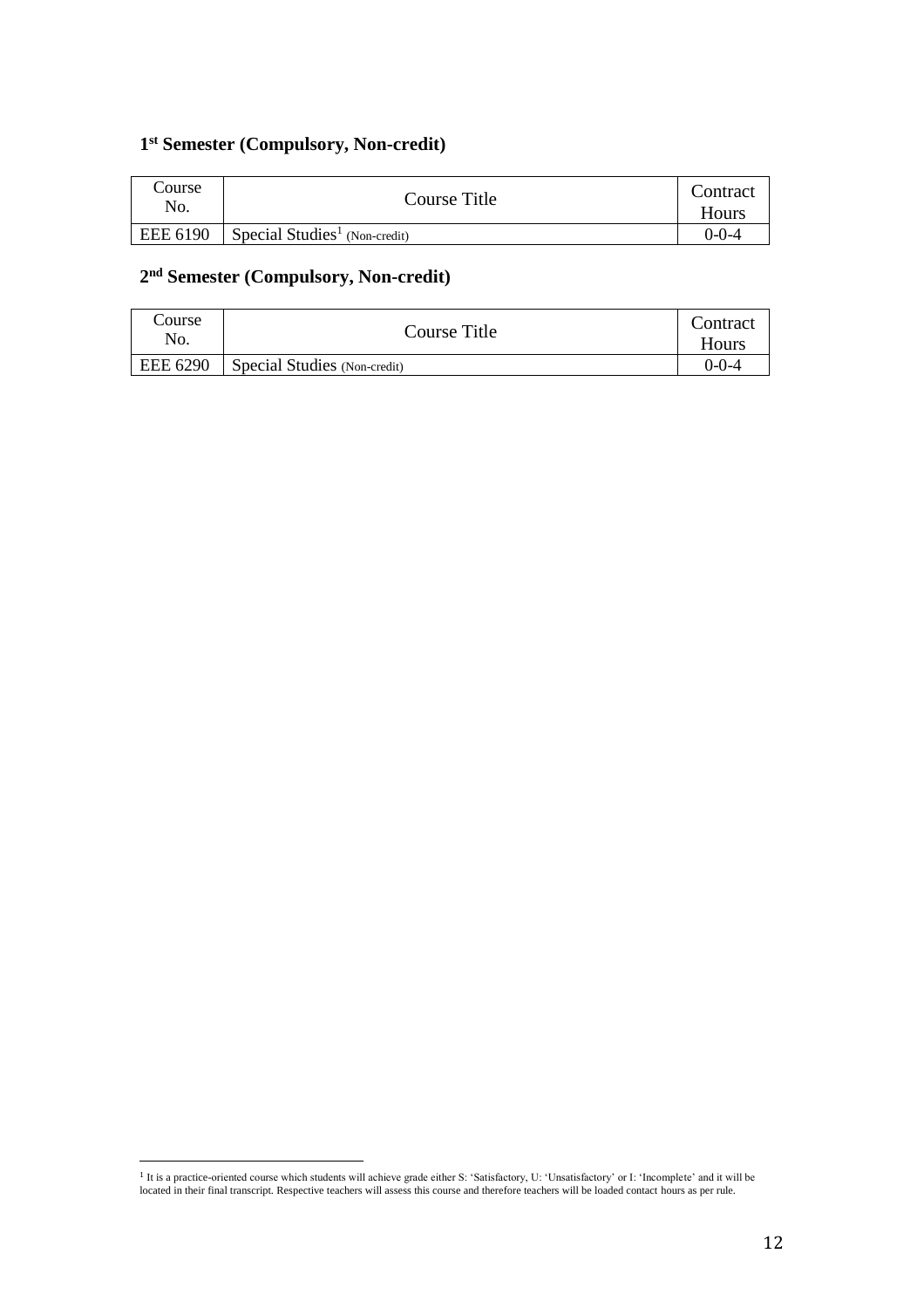## 1st Semester (Compulsory, Non-credit)

| Course No. | Course Title | Contract Hours |
|---|---|---|
| EEE 6190 | Special Studies[1] (Non-credit) | 0-0-4 |

## 2nd Semester (Compulsory, Non-credit)

| Course No. | Course Title | Contract Hours |
|---|---|---|
| EEE 6290 | Special Studies (Non-credit) | 0-0-4 |

[1] It is a practice-oriented course which students will achieve grade either S: 'Satisfactory, U: 'Unsatisfactory' or I: 'Incomplete' and it will be located in their final transcript. Respective teachers will assess this course and therefore teachers will be loaded contact hours as per rule.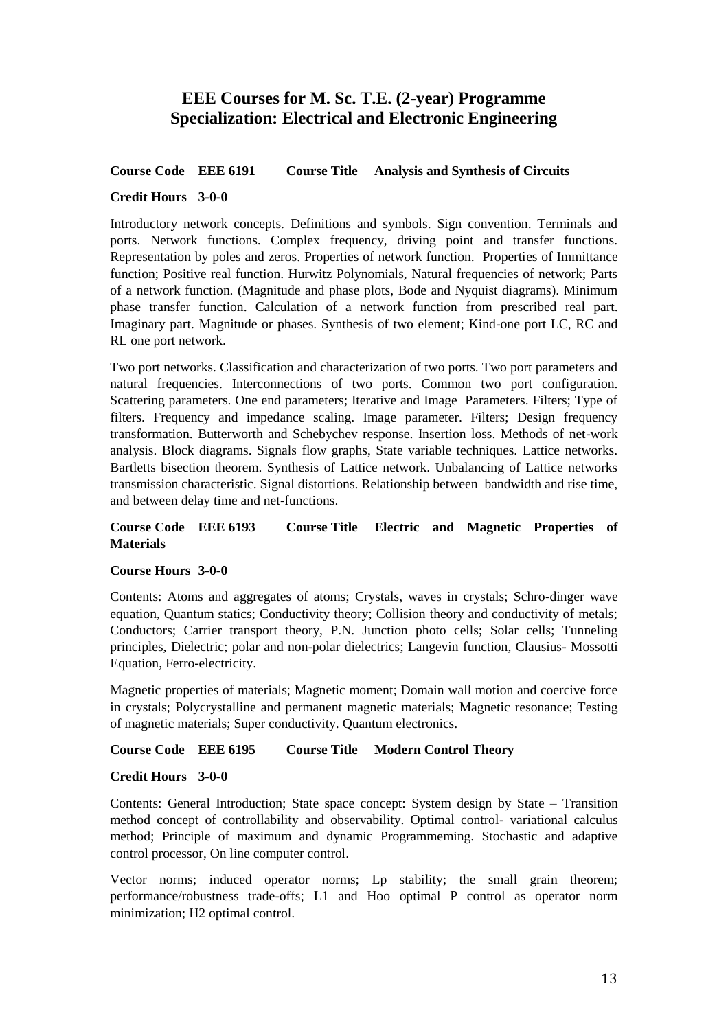# EEE Courses for M. Sc. T.E. (2-year) Programme
## Specialization: Electrical and Electronic Engineering

**Course Code EEE 6191 Course Title Analysis and Synthesis of Circuits**

**Credit Hours 3-0-0**

Introductory network concepts. Definitions and symbols. Sign convention. Terminals and ports. Network functions. Complex frequency, driving point and transfer functions. Representation by poles and zeros. Properties of network function. Properties of Immittance function; Positive real function. Hurwitz Polynomials, Natural frequencies of network; Parts of a network function. (Magnitude and phase plots, Bode and Nyquist diagrams). Minimum phase transfer function. Calculation of a network function from prescribed real part. Imaginary part. Magnitude or phases. Synthesis of two element; Kind-one port LC, RC and RL one port network.

Two port networks. Classification and characterization of two ports. Two port parameters and natural frequencies. Interconnections of two ports. Common two port configuration. Scattering parameters. One end parameters; Iterative and Image Parameters. Filters; Type of filters. Frequency and impedance scaling. Image parameter. Filters; Design frequency transformation. Butterworth and Schebychev response. Insertion loss. Methods of net-work analysis. Block diagrams. Signals flow graphs, State variable techniques. Lattice networks. Bartletts bisection theorem. Synthesis of Lattice network. Unbalancing of Lattice networks transmission characteristic. Signal distortions. Relationship between bandwidth and rise time, and between delay time and net-functions.

**Course Code EEE 6193 Course Title Electric and Magnetic Properties of Materials**

**Course Hours 3-0-0**

Contents: Atoms and aggregates of atoms; Crystals, waves in crystals; Schro-dinger wave equation, Quantum statics; Conductivity theory; Collision theory and conductivity of metals; Conductors; Carrier transport theory, P.N. Junction photo cells; Solar cells; Tunneling principles, Dielectric; polar and non-polar dielectrics; Langevin function, Clausius- Mossotti Equation, Ferro-electricity.

Magnetic properties of materials; Magnetic moment; Domain wall motion and coercive force in crystals; Polycrystalline and permanent magnetic materials; Magnetic resonance; Testing of magnetic materials; Super conductivity. Quantum electronics.

**Course Code EEE 6195 Course Title Modern Control Theory**

**Credit Hours 3-0-0**

Contents: General Introduction; State space concept: System design by State – Transition method concept of controllability and observability. Optimal control- variational calculus method; Principle of maximum and dynamic Programmeming. Stochastic and adaptive control processor, On line computer control.

Vector norms; induced operator norms; Lp stability; the small grain theorem; performance/robustness trade-offs; L1 and Hoo optimal P control as operator norm minimization; H2 optimal control.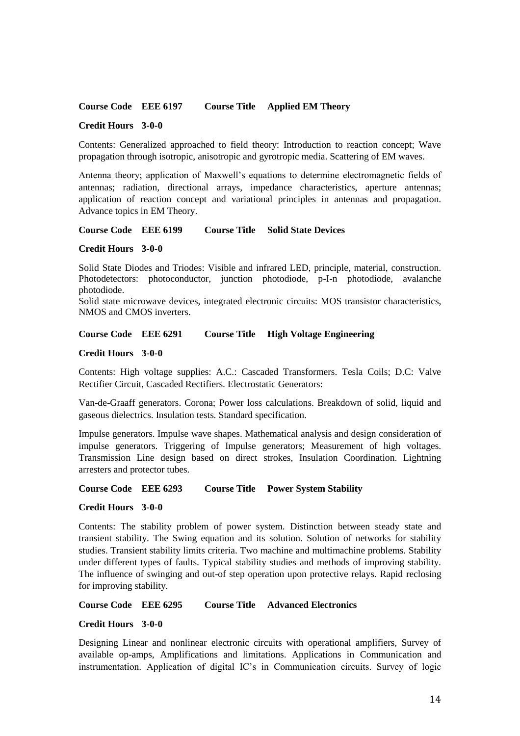**Course Code EEE 6197 Course Title Applied EM Theory**

**Credit Hours 3-0-0**

Contents: Generalized approached to field theory: Introduction to reaction concept; Wave propagation through isotropic, anisotropic and gyrotropic media. Scattering of EM waves.

Antenna theory; application of Maxwell's equations to determine electromagnetic fields of antennas; radiation, directional arrays, impedance characteristics, aperture antennas; application of reaction concept and variational principles in antennas and propagation. Advance topics in EM Theory.

**Course Code EEE 6199 Course Title Solid State Devices**

**Credit Hours 3-0-0**

Solid State Diodes and Triodes: Visible and infrared LED, principle, material, construction. Photodetectors: photoconductor, junction photodiode, p-I-n photodiode, avalanche photodiode.
Solid state microwave devices, integrated electronic circuits: MOS transistor characteristics, NMOS and CMOS inverters.

**Course Code EEE 6291 Course Title High Voltage Engineering**

**Credit Hours 3-0-0**

Contents: High voltage supplies: A.C.: Cascaded Transformers. Tesla Coils; D.C: Valve Rectifier Circuit, Cascaded Rectifiers. Electrostatic Generators:

Van-de-Graaff generators. Corona; Power loss calculations. Breakdown of solid, liquid and gaseous dielectrics. Insulation tests. Standard specification.

Impulse generators. Impulse wave shapes. Mathematical analysis and design consideration of impulse generators. Triggering of Impulse generators; Measurement of high voltages. Transmission Line design based on direct strokes, Insulation Coordination. Lightning arresters and protector tubes.

**Course Code EEE 6293 Course Title Power System Stability**

**Credit Hours 3-0-0**

Contents: The stability problem of power system. Distinction between steady state and transient stability. The Swing equation and its solution. Solution of networks for stability studies. Transient stability limits criteria. Two machine and multimachine problems. Stability under different types of faults. Typical stability studies and methods of improving stability. The influence of swinging and out-of step operation upon protective relays. Rapid reclosing for improving stability.

**Course Code EEE 6295 Course Title Advanced Electronics**

**Credit Hours 3-0-0**

Designing Linear and nonlinear electronic circuits with operational amplifiers, Survey of available op-amps, Amplifications and limitations. Applications in Communication and instrumentation. Application of digital IC's in Communication circuits. Survey of logic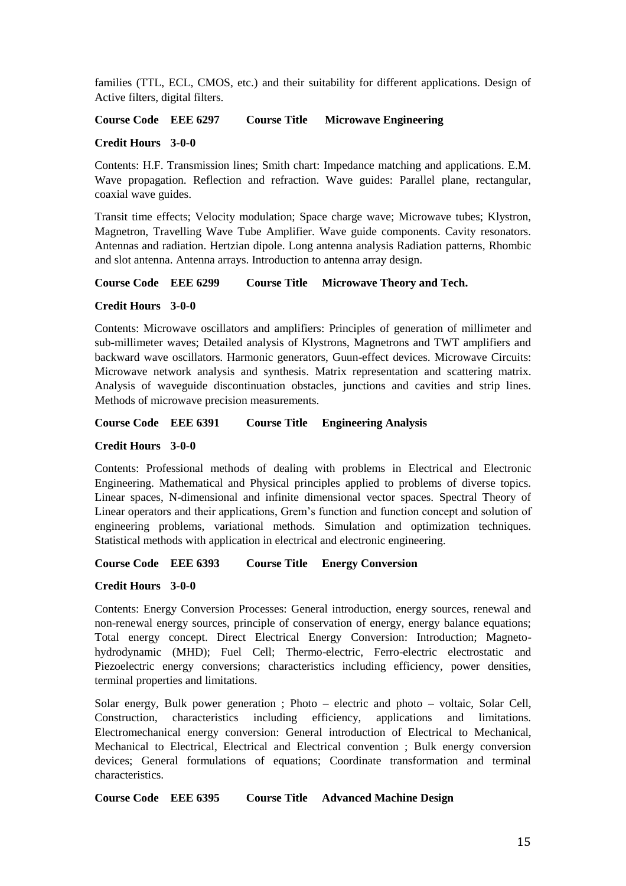families (TTL, ECL, CMOS, etc.) and their suitability for different applications. Design of Active filters, digital filters.

**Course Code EEE 6297 Course Title Microwave Engineering**

**Credit Hours 3-0-0**

Contents: H.F. Transmission lines; Smith chart: Impedance matching and applications. E.M. Wave propagation. Reflection and refraction. Wave guides: Parallel plane, rectangular, coaxial wave guides.

Transit time effects; Velocity modulation; Space charge wave; Microwave tubes; Klystron, Magnetron, Travelling Wave Tube Amplifier. Wave guide components. Cavity resonators. Antennas and radiation. Hertzian dipole. Long antenna analysis Radiation patterns, Rhombic and slot antenna. Antenna arrays. Introduction to antenna array design.

**Course Code EEE 6299 Course Title Microwave Theory and Tech.**

**Credit Hours 3-0-0**

Contents: Microwave oscillators and amplifiers: Principles of generation of millimeter and sub-millimeter waves; Detailed analysis of Klystrons, Magnetrons and TWT amplifiers and backward wave oscillators. Harmonic generators, Guun-effect devices. Microwave Circuits: Microwave network analysis and synthesis. Matrix representation and scattering matrix. Analysis of waveguide discontinuation obstacles, junctions and cavities and strip lines. Methods of microwave precision measurements.

**Course Code EEE 6391 Course Title Engineering Analysis**

**Credit Hours 3-0-0**

Contents: Professional methods of dealing with problems in Electrical and Electronic Engineering. Mathematical and Physical principles applied to problems of diverse topics. Linear spaces, N-dimensional and infinite dimensional vector spaces. Spectral Theory of Linear operators and their applications, Grem's function and function concept and solution of engineering problems, variational methods. Simulation and optimization techniques. Statistical methods with application in electrical and electronic engineering.

**Course Code EEE 6393 Course Title Energy Conversion**

**Credit Hours 3-0-0**

Contents: Energy Conversion Processes: General introduction, energy sources, renewal and non-renewal energy sources, principle of conservation of energy, energy balance equations; Total energy concept. Direct Electrical Energy Conversion: Introduction; Magneto-hydrodynamic (MHD); Fuel Cell; Thermo-electric, Ferro-electric electrostatic and Piezoelectric energy conversions; characteristics including efficiency, power densities, terminal properties and limitations.

Solar energy, Bulk power generation ; Photo – electric and photo – voltaic, Solar Cell, Construction, characteristics including efficiency, applications and limitations. Electromechanical energy conversion: General introduction of Electrical to Mechanical, Mechanical to Electrical, Electrical and Electrical convention ; Bulk energy conversion devices; General formulations of equations; Coordinate transformation and terminal characteristics.

**Course Code EEE 6395 Course Title Advanced Machine Design**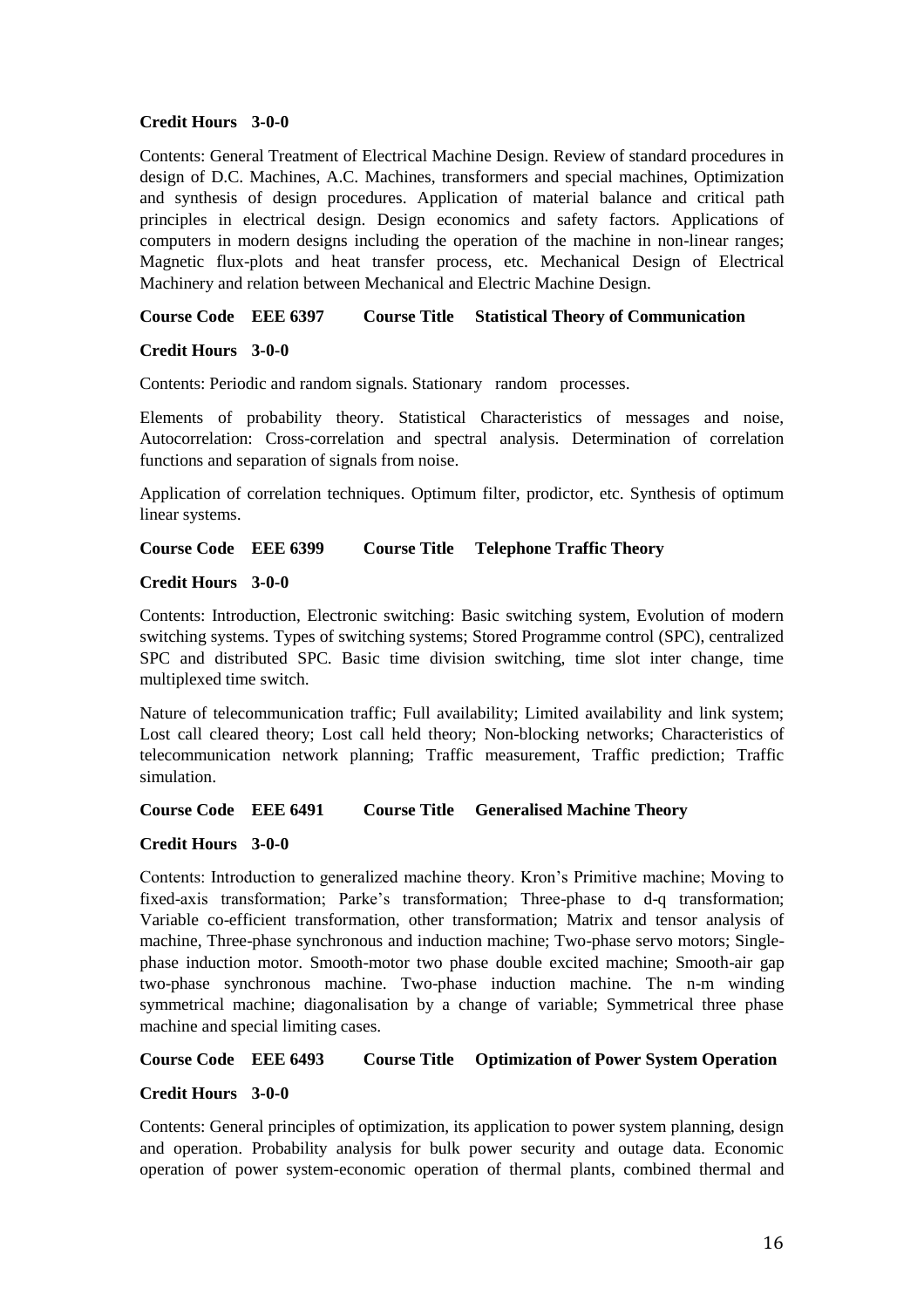**Credit Hours 3-0-0**

Contents: General Treatment of Electrical Machine Design. Review of standard procedures in design of D.C. Machines, A.C. Machines, transformers and special machines, Optimization and synthesis of design procedures. Application of material balance and critical path principles in electrical design. Design economics and safety factors. Applications of computers in modern designs including the operation of the machine in non-linear ranges; Magnetic flux-plots and heat transfer process, etc. Mechanical Design of Electrical Machinery and relation between Mechanical and Electric Machine Design.

**Course Code EEE 6397 Course Title Statistical Theory of Communication**

**Credit Hours 3-0-0**

Contents: Periodic and random signals. Stationary random processes.

Elements of probability theory. Statistical Characteristics of messages and noise, Autocorrelation: Cross-correlation and spectral analysis. Determination of correlation functions and separation of signals from noise.

Application of correlation techniques. Optimum filter, prodictor, etc. Synthesis of optimum linear systems.

**Course Code EEE 6399 Course Title Telephone Traffic Theory**

**Credit Hours 3-0-0**

Contents: Introduction, Electronic switching: Basic switching system, Evolution of modern switching systems. Types of switching systems; Stored Programme control (SPC), centralized SPC and distributed SPC. Basic time division switching, time slot inter change, time multiplexed time switch.

Nature of telecommunication traffic; Full availability; Limited availability and link system; Lost call cleared theory; Lost call held theory; Non-blocking networks; Characteristics of telecommunication network planning; Traffic measurement, Traffic prediction; Traffic simulation.

**Course Code EEE 6491 Course Title Generalised Machine Theory**

**Credit Hours 3-0-0**

Contents: Introduction to generalized machine theory. Kron's Primitive machine; Moving to fixed-axis transformation; Parke's transformation; Three-phase to d-q transformation; Variable co-efficient transformation, other transformation; Matrix and tensor analysis of machine, Three-phase synchronous and induction machine; Two-phase servo motors; Single-phase induction motor. Smooth-motor two phase double excited machine; Smooth-air gap two-phase synchronous machine. Two-phase induction machine. The n-m winding symmetrical machine; diagonalisation by a change of variable; Symmetrical three phase machine and special limiting cases.

**Course Code EEE 6493 Course Title Optimization of Power System Operation**

**Credit Hours 3-0-0**

Contents: General principles of optimization, its application to power system planning, design and operation. Probability analysis for bulk power security and outage data. Economic operation of power system-economic operation of thermal plants, combined thermal and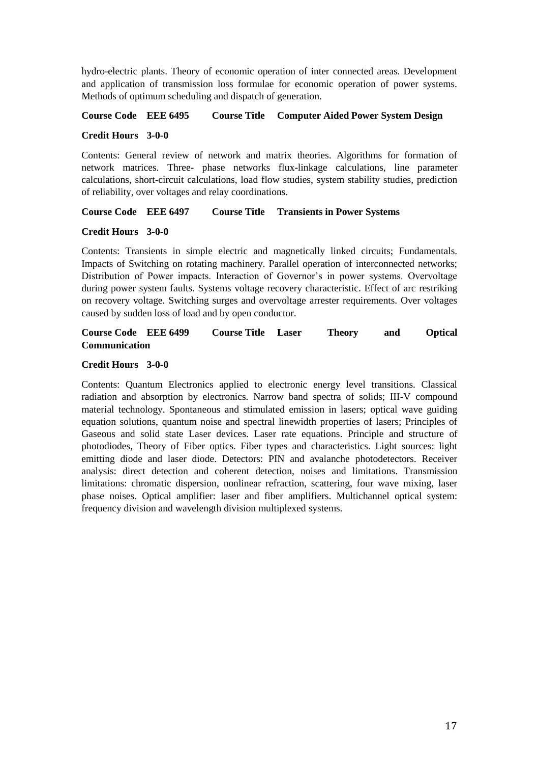hydro-electric plants. Theory of economic operation of inter connected areas. Development and application of transmission loss formulae for economic operation of power systems. Methods of optimum scheduling and dispatch of generation.

**Course Code EEE 6495 Course Title Computer Aided Power System Design**

**Credit Hours 3-0-0**

Contents: General review of network and matrix theories. Algorithms for formation of network matrices. Three- phase networks flux-linkage calculations, line parameter calculations, short-circuit calculations, load flow studies, system stability studies, prediction of reliability, over voltages and relay coordinations.

**Course Code EEE 6497 Course Title Transients in Power Systems**

**Credit Hours 3-0-0**

Contents: Transients in simple electric and magnetically linked circuits; Fundamentals. Impacts of Switching on rotating machinery. Parallel operation of interconnected networks; Distribution of Power impacts. Interaction of Governor's in power systems. Overvoltage during power system faults. Systems voltage recovery characteristic. Effect of arc restriking on recovery voltage. Switching surges and overvoltage arrester requirements. Over voltages caused by sudden loss of load and by open conductor.

**Course Code EEE 6499 Course Title Laser Theory and Optical Communication**

**Credit Hours 3-0-0**

Contents: Quantum Electronics applied to electronic energy level transitions. Classical radiation and absorption by electronics. Narrow band spectra of solids; III-V compound material technology. Spontaneous and stimulated emission in lasers; optical wave guiding equation solutions, quantum noise and spectral linewidth properties of lasers; Principles of Gaseous and solid state Laser devices. Laser rate equations. Principle and structure of photodiodes, Theory of Fiber optics. Fiber types and characteristics. Light sources: light emitting diode and laser diode. Detectors: PIN and avalanche photodetectors. Receiver analysis: direct detection and coherent detection, noises and limitations. Transmission limitations: chromatic dispersion, nonlinear refraction, scattering, four wave mixing, laser phase noises. Optical amplifier: laser and fiber amplifiers. Multichannel optical system: frequency division and wavelength division multiplexed systems.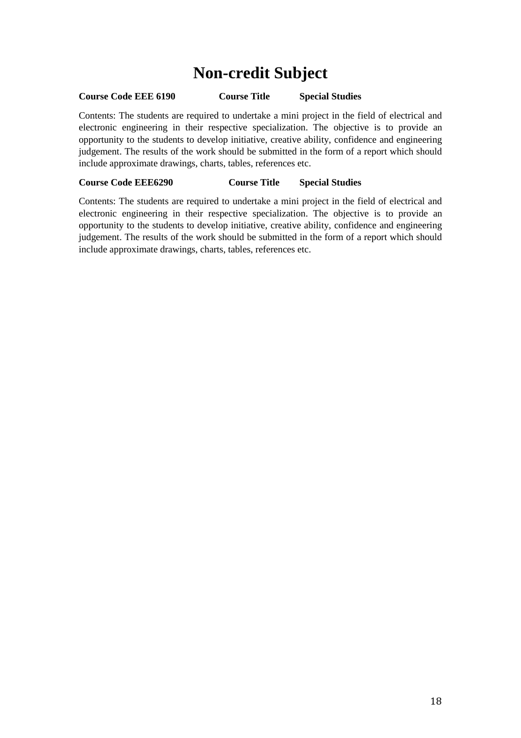# Non-credit Subject

**Course Code EEE 6190 Course Title Special Studies**

Contents: The students are required to undertake a mini project in the field of electrical and electronic engineering in their respective specialization. The objective is to provide an opportunity to the students to develop initiative, creative ability, confidence and engineering judgement. The results of the work should be submitted in the form of a report which should include approximate drawings, charts, tables, references etc.

**Course Code EEE6290 Course Title Special Studies**

Contents: The students are required to undertake a mini project in the field of electrical and electronic engineering in their respective specialization. The objective is to provide an opportunity to the students to develop initiative, creative ability, confidence and engineering judgement. The results of the work should be submitted in the form of a report which should include approximate drawings, charts, tables, references etc.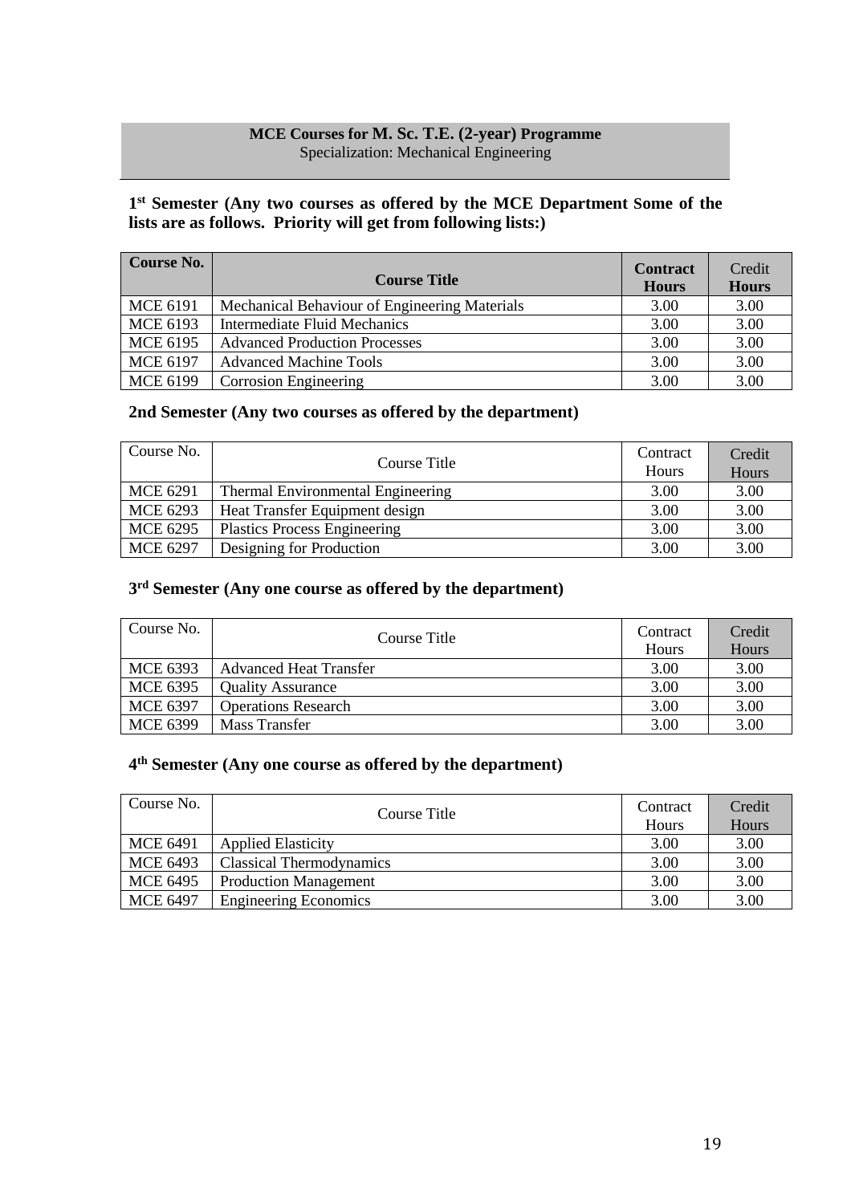**MCE Courses for M. Sc. T.E. (2-year) Programme**
Specialization: Mechanical Engineering

**1st Semester (Any two courses as offered by the MCE Department Some of the lists are as follows. Priority will get from following lists:)**

| Course No. | Course Title | Contract Hours | Credit Hours |
|---|---|---|---|
| MCE 6191 | Mechanical Behaviour of Engineering Materials | 3.00 | 3.00 |
| MCE 6193 | Intermediate Fluid Mechanics | 3.00 | 3.00 |
| MCE 6195 | Advanced Production Processes | 3.00 | 3.00 |
| MCE 6197 | Advanced Machine Tools | 3.00 | 3.00 |
| MCE 6199 | Corrosion Engineering | 3.00 | 3.00 |

**2nd Semester (Any two courses as offered by the department)**

| Course No. | Course Title | Contract Hours | Credit Hours |
|---|---|---|---|
| MCE 6291 | Thermal Environmental Engineering | 3.00 | 3.00 |
| MCE 6293 | Heat Transfer Equipment design | 3.00 | 3.00 |
| MCE 6295 | Plastics Process Engineering | 3.00 | 3.00 |
| MCE 6297 | Designing for Production | 3.00 | 3.00 |

**3rd Semester (Any one course as offered by the department)**

| Course No. | Course Title | Contract Hours | Credit Hours |
|---|---|---|---|
| MCE 6393 | Advanced Heat Transfer | 3.00 | 3.00 |
| MCE 6395 | Quality Assurance | 3.00 | 3.00 |
| MCE 6397 | Operations Research | 3.00 | 3.00 |
| MCE 6399 | Mass Transfer | 3.00 | 3.00 |

**4th Semester (Any one course as offered by the department)**

| Course No. | Course Title | Contract Hours | Credit Hours |
|---|---|---|---|
| MCE 6491 | Applied Elasticity | 3.00 | 3.00 |
| MCE 6493 | Classical Thermodynamics | 3.00 | 3.00 |
| MCE 6495 | Production Management | 3.00 | 3.00 |
| MCE 6497 | Engineering Economics | 3.00 | 3.00 |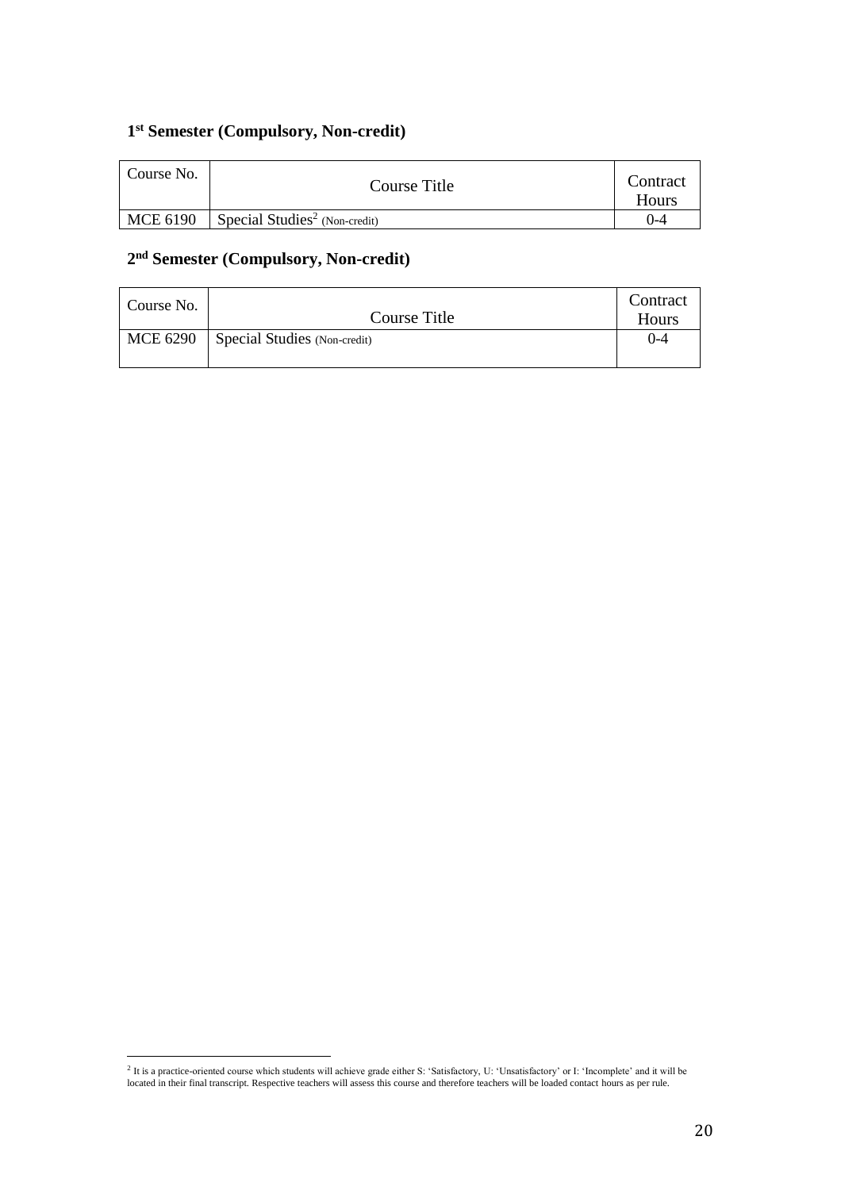### 1st Semester (Compulsory, Non-credit)

| Course No. | Course Title | Contract Hours |
|---|---|---|
| MCE 6190 | Special Studies[2] (Non-credit) | 0-4 |

### 2nd Semester (Compulsory, Non-credit)

| Course No. | Course Title | Contract Hours |
|---|---|---|
| MCE 6290 | Special Studies (Non-credit) | 0-4 |

[2] It is a practice-oriented course which students will achieve grade either S: 'Satisfactory, U: 'Unsatisfactory' or I: 'Incomplete' and it will be located in their final transcript. Respective teachers will assess this course and therefore teachers will be loaded contact hours as per rule.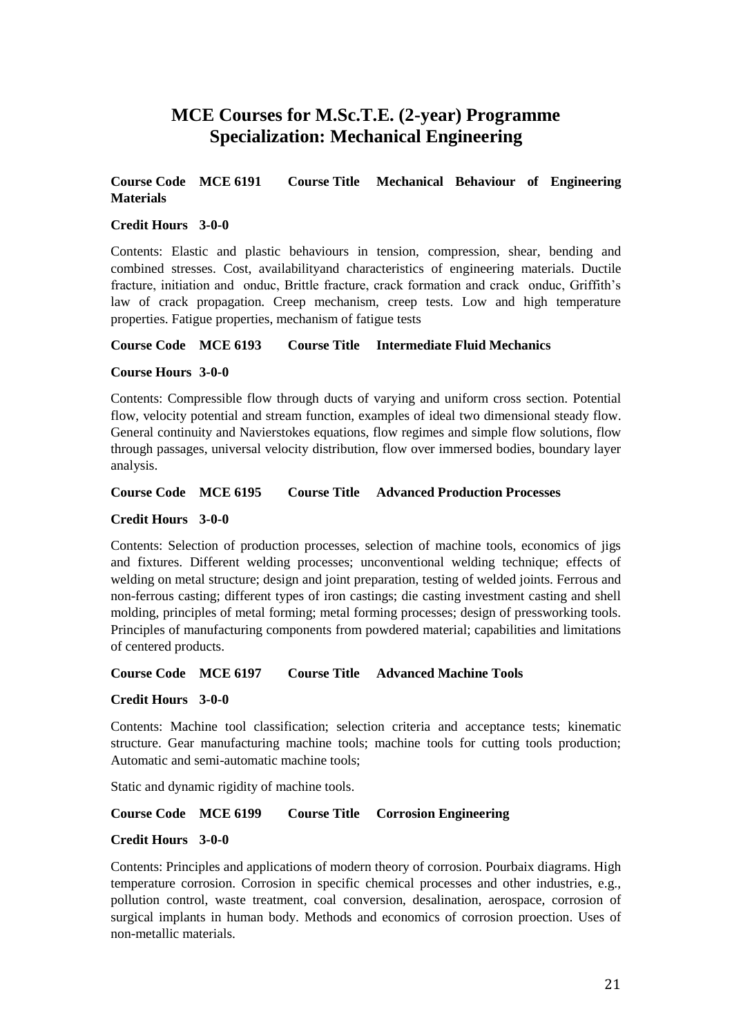# MCE Courses for M.Sc.T.E. (2-year) Programme
## Specialization: Mechanical Engineering

**Course Code MCE 6191 Course Title Mechanical Behaviour of Engineering Materials**

**Credit Hours 3-0-0**

Contents: Elastic and plastic behaviours in tension, compression, shear, bending and combined stresses. Cost, availabilityand characteristics of engineering materials. Ductile fracture, initiation and onduc, Brittle fracture, crack formation and crack onduc, Griffith's law of crack propagation. Creep mechanism, creep tests. Low and high temperature properties. Fatigue properties, mechanism of fatigue tests

**Course Code MCE 6193 Course Title Intermediate Fluid Mechanics**

**Course Hours 3-0-0**

Contents: Compressible flow through ducts of varying and uniform cross section. Potential flow, velocity potential and stream function, examples of ideal two dimensional steady flow. General continuity and Navierstokes equations, flow regimes and simple flow solutions, flow through passages, universal velocity distribution, flow over immersed bodies, boundary layer analysis.

**Course Code MCE 6195 Course Title Advanced Production Processes**

**Credit Hours 3-0-0**

Contents: Selection of production processes, selection of machine tools, economics of jigs and fixtures. Different welding processes; unconventional welding technique; effects of welding on metal structure; design and joint preparation, testing of welded joints. Ferrous and non-ferrous casting; different types of iron castings; die casting investment casting and shell molding, principles of metal forming; metal forming processes; design of pressworking tools. Principles of manufacturing components from powdered material; capabilities and limitations of centered products.

**Course Code MCE 6197 Course Title Advanced Machine Tools**

**Credit Hours 3-0-0**

Contents: Machine tool classification; selection criteria and acceptance tests; kinematic structure. Gear manufacturing machine tools; machine tools for cutting tools production; Automatic and semi-automatic machine tools;

Static and dynamic rigidity of machine tools.

**Course Code MCE 6199 Course Title Corrosion Engineering**

**Credit Hours 3-0-0**

Contents: Principles and applications of modern theory of corrosion. Pourbaix diagrams. High temperature corrosion. Corrosion in specific chemical processes and other industries, e.g., pollution control, waste treatment, coal conversion, desalination, aerospace, corrosion of surgical implants in human body. Methods and economics of corrosion proection. Uses of non-metallic materials.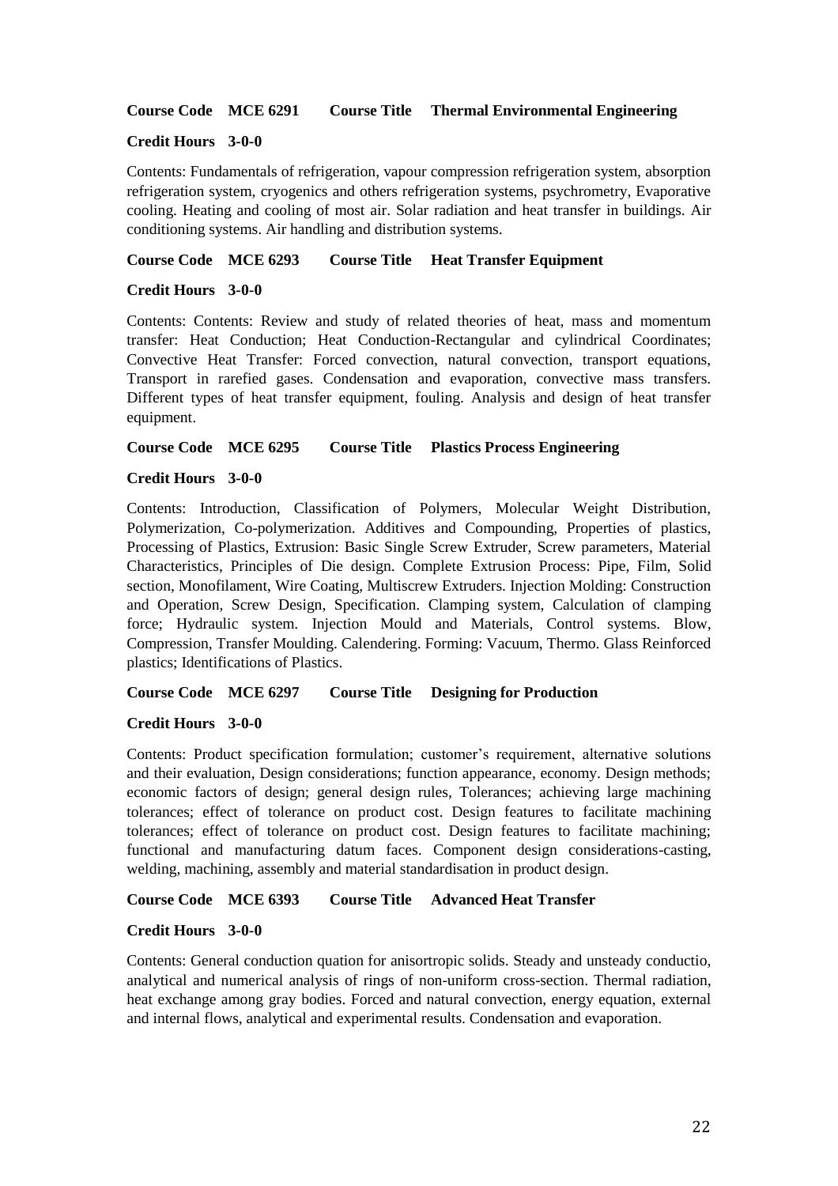**Course Code MCE 6291 Course Title Thermal Environmental Engineering**

**Credit Hours 3-0-0**

Contents: Fundamentals of refrigeration, vapour compression refrigeration system, absorption refrigeration system, cryogenics and others refrigeration systems, psychrometry, Evaporative cooling. Heating and cooling of most air. Solar radiation and heat transfer in buildings. Air conditioning systems. Air handling and distribution systems.

**Course Code MCE 6293 Course Title Heat Transfer Equipment**

**Credit Hours 3-0-0**

Contents: Contents: Review and study of related theories of heat, mass and momentum transfer: Heat Conduction; Heat Conduction-Rectangular and cylindrical Coordinates; Convective Heat Transfer: Forced convection, natural convection, transport equations, Transport in rarefied gases. Condensation and evaporation, convective mass transfers. Different types of heat transfer equipment, fouling. Analysis and design of heat transfer equipment.

**Course Code MCE 6295 Course Title Plastics Process Engineering**

**Credit Hours 3-0-0**

Contents: Introduction, Classification of Polymers, Molecular Weight Distribution, Polymerization, Co-polymerization. Additives and Compounding, Properties of plastics, Processing of Plastics, Extrusion: Basic Single Screw Extruder, Screw parameters, Material Characteristics, Principles of Die design. Complete Extrusion Process: Pipe, Film, Solid section, Monofilament, Wire Coating, Multiscrew Extruders. Injection Molding: Construction and Operation, Screw Design, Specification. Clamping system, Calculation of clamping force; Hydraulic system. Injection Mould and Materials, Control systems. Blow, Compression, Transfer Moulding. Calendering. Forming: Vacuum, Thermo. Glass Reinforced plastics; Identifications of Plastics.

**Course Code MCE 6297 Course Title Designing for Production**

**Credit Hours 3-0-0**

Contents: Product specification formulation; customer's requirement, alternative solutions and their evaluation, Design considerations; function appearance, economy. Design methods; economic factors of design; general design rules, Tolerances; achieving large machining tolerances; effect of tolerance on product cost. Design features to facilitate machining tolerances; effect of tolerance on product cost. Design features to facilitate machining; functional and manufacturing datum faces. Component design considerations-casting, welding, machining, assembly and material standardisation in product design.

**Course Code MCE 6393 Course Title Advanced Heat Transfer**

**Credit Hours 3-0-0**

Contents: General conduction quation for anisortropic solids. Steady and unsteady conductio, analytical and numerical analysis of rings of non-uniform cross-section. Thermal radiation, heat exchange among gray bodies. Forced and natural convection, energy equation, external and internal flows, analytical and experimental results. Condensation and evaporation.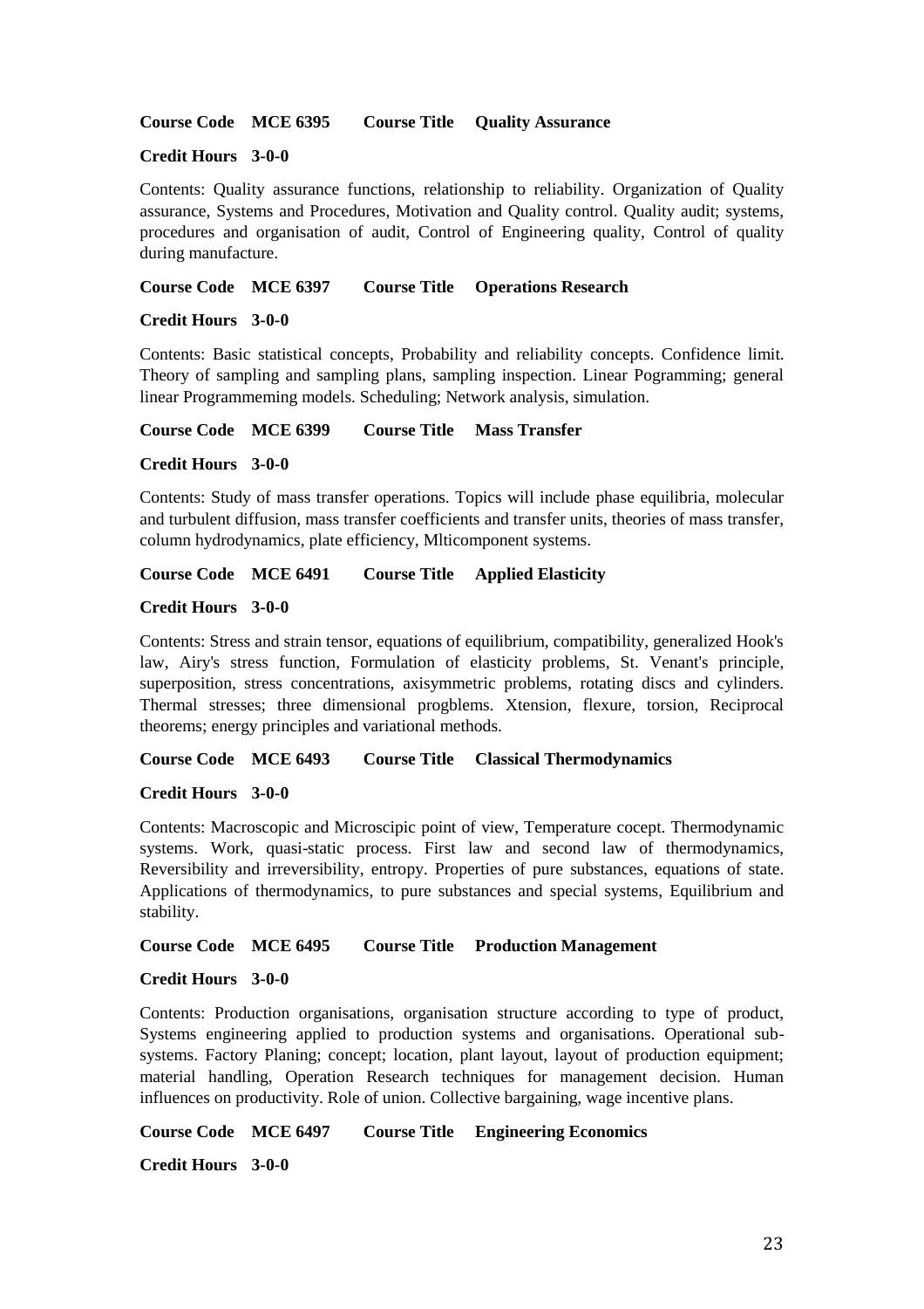**Course Code MCE 6395 Course Title Quality Assurance**

**Credit Hours 3-0-0**

Contents: Quality assurance functions, relationship to reliability. Organization of Quality assurance, Systems and Procedures, Motivation and Quality control. Quality audit; systems, procedures and organisation of audit, Control of Engineering quality, Control of quality during manufacture.

**Course Code MCE 6397 Course Title Operations Research**

**Credit Hours 3-0-0**

Contents: Basic statistical concepts, Probability and reliability concepts. Confidence limit. Theory of sampling and sampling plans, sampling inspection. Linear Pogramming; general linear Programmeming models. Scheduling; Network analysis, simulation.

**Course Code MCE 6399 Course Title Mass Transfer**

**Credit Hours 3-0-0**

Contents: Study of mass transfer operations. Topics will include phase equilibria, molecular and turbulent diffusion, mass transfer coefficients and transfer units, theories of mass transfer, column hydrodynamics, plate efficiency, Mlticomponent systems.

**Course Code MCE 6491 Course Title Applied Elasticity**

**Credit Hours 3-0-0**

Contents: Stress and strain tensor, equations of equilibrium, compatibility, generalized Hook's law, Airy's stress function, Formulation of elasticity problems, St. Venant's principle, superposition, stress concentrations, axisymmetric problems, rotating discs and cylinders. Thermal stresses; three dimensional progblems. Xtension, flexure, torsion, Reciprocal theorems; energy principles and variational methods.

**Course Code MCE 6493 Course Title Classical Thermodynamics**

**Credit Hours 3-0-0**

Contents: Macroscopic and Microscipic point of view, Temperature cocept. Thermodynamic systems. Work, quasi-static process. First law and second law of thermodynamics, Reversibility and irreversibility, entropy. Properties of pure substances, equations of state. Applications of thermodynamics, to pure substances and special systems, Equilibrium and stability.

**Course Code MCE 6495 Course Title Production Management**

**Credit Hours 3-0-0**

Contents: Production organisations, organisation structure according to type of product, Systems engineering applied to production systems and organisations. Operational sub-systems. Factory Planing; concept; location, plant layout, layout of production equipment; material handling, Operation Research techniques for management decision. Human influences on productivity. Role of union. Collective bargaining, wage incentive plans.

**Course Code MCE 6497 Course Title Engineering Economics**

**Credit Hours 3-0-0**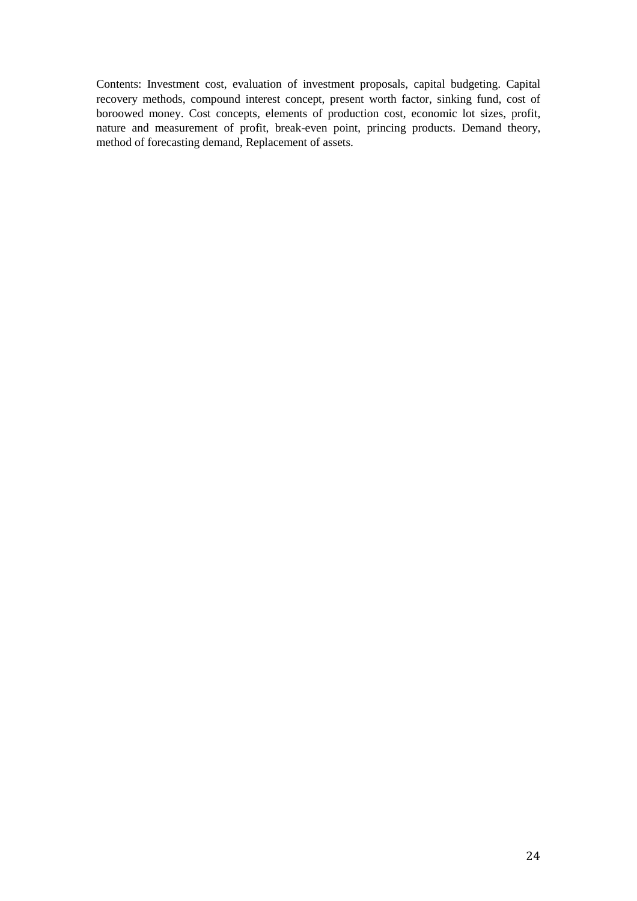Contents: Investment cost, evaluation of investment proposals, capital budgeting. Capital recovery methods, compound interest concept, present worth factor, sinking fund, cost of boroowed money. Cost concepts, elements of production cost, economic lot sizes, profit, nature and measurement of profit, break-even point, princing products. Demand theory, method of forecasting demand, Replacement of assets.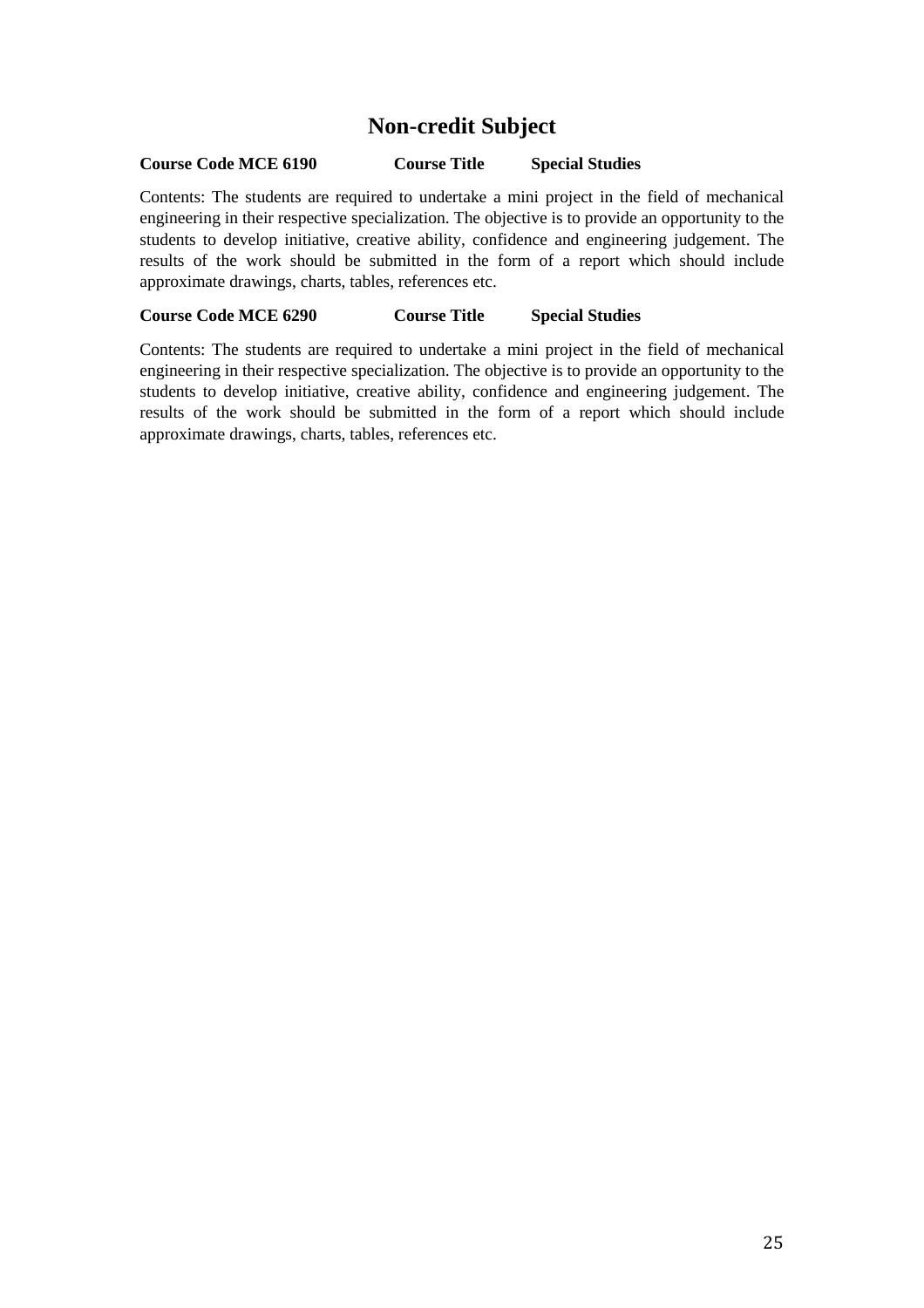# Non-credit Subject

**Course Code MCE 6190 Course Title Special Studies**

Contents: The students are required to undertake a mini project in the field of mechanical engineering in their respective specialization. The objective is to provide an opportunity to the students to develop initiative, creative ability, confidence and engineering judgement. The results of the work should be submitted in the form of a report which should include approximate drawings, charts, tables, references etc.

**Course Code MCE 6290 Course Title Special Studies**

Contents: The students are required to undertake a mini project in the field of mechanical engineering in their respective specialization. The objective is to provide an opportunity to the students to develop initiative, creative ability, confidence and engineering judgement. The results of the work should be submitted in the form of a report which should include approximate drawings, charts, tables, references etc.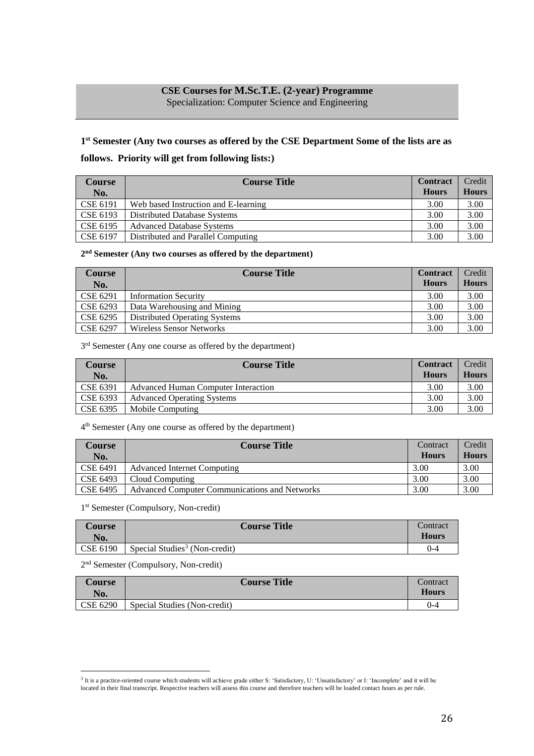## CSE Courses for M.Sc.T.E. (2-year) Programme

Specialization: Computer Science and Engineering

**1st Semester (Any two courses as offered by the CSE Department Some of the lists are as follows. Priority will get from following lists:)**

| Course No. | Course Title | Contract Hours | Credit Hours |
|---|---|---|---|
| CSE 6191 | Web based Instruction and E-learning | 3.00 | 3.00 |
| CSE 6193 | Distributed Database Systems | 3.00 | 3.00 |
| CSE 6195 | Advanced Database Systems | 3.00 | 3.00 |
| CSE 6197 | Distributed and Parallel Computing | 3.00 | 3.00 |

**2nd Semester (Any two courses as offered by the department)**

| Course No. | Course Title | Contract Hours | Credit Hours |
|---|---|---|---|
| CSE 6291 | Information Security | 3.00 | 3.00 |
| CSE 6293 | Data Warehousing and Mining | 3.00 | 3.00 |
| CSE 6295 | Distributed Operating Systems | 3.00 | 3.00 |
| CSE 6297 | Wireless Sensor Networks | 3.00 | 3.00 |

3rd Semester (Any one course as offered by the department)

| Course No. | Course Title | Contract Hours | Credit Hours |
|---|---|---|---|
| CSE 6391 | Advanced Human Computer Interaction | 3.00 | 3.00 |
| CSE 6393 | Advanced Operating Systems | 3.00 | 3.00 |
| CSE 6395 | Mobile Computing | 3.00 | 3.00 |

4th Semester (Any one course as offered by the department)

| Course No. | Course Title | Contract Hours | Credit Hours |
|---|---|---|---|
| CSE 6491 | Advanced Internet Computing | 3.00 | 3.00 |
| CSE 6493 | Cloud Computing | 3.00 | 3.00 |
| CSE 6495 | Advanced Computer Communications and Networks | 3.00 | 3.00 |

1st Semester (Compulsory, Non-credit)

| Course No. | Course Title | Contract Hours |
|---|---|---|
| CSE 6190 | Special Studies[3] (Non-credit) | 0-4 |

2nd Semester (Compulsory, Non-credit)

| Course No. | Course Title | Contract Hours |
|---|---|---|
| CSE 6290 | Special Studies (Non-credit) | 0-4 |

[3] It is a practice-oriented course which students will achieve grade either S: 'Satisfactory, U: 'Unsatisfactory' or I: 'Incomplete' and it will be located in their final transcript. Respective teachers will assess this course and therefore teachers will be loaded contact hours as per rule.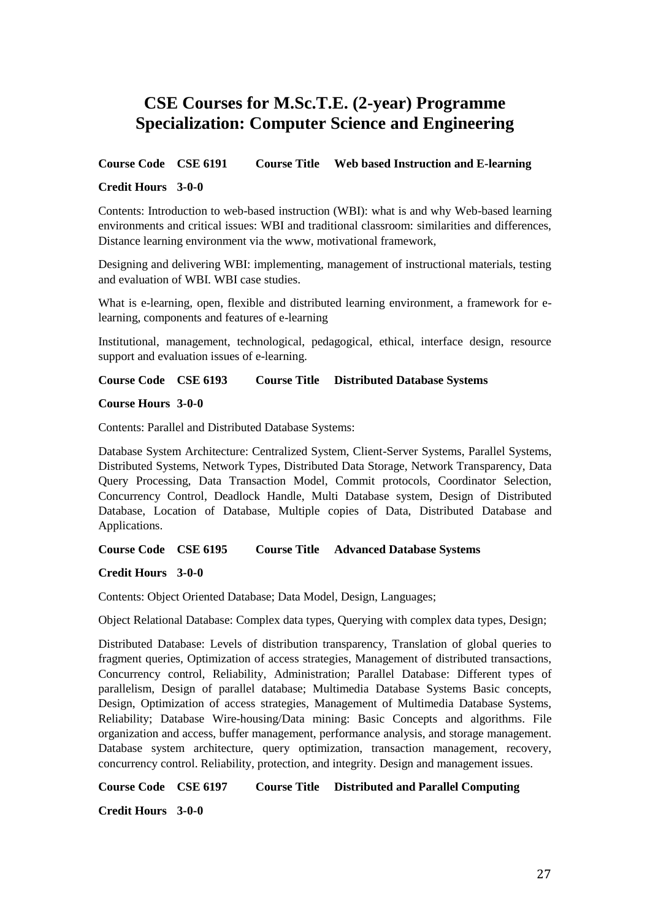# CSE Courses for M.Sc.T.E. (2-year) Programme
# Specialization: Computer Science and Engineering

**Course Code CSE 6191 Course Title Web based Instruction and E-learning**

**Credit Hours 3-0-0**

Contents: Introduction to web-based instruction (WBI): what is and why Web-based learning environments and critical issues: WBI and traditional classroom: similarities and differences, Distance learning environment via the www, motivational framework,

Designing and delivering WBI: implementing, management of instructional materials, testing and evaluation of WBI. WBI case studies.

What is e-learning, open, flexible and distributed learning environment, a framework for e-learning, components and features of e-learning

Institutional, management, technological, pedagogical, ethical, interface design, resource support and evaluation issues of e-learning.

**Course Code CSE 6193 Course Title Distributed Database Systems**

**Course Hours 3-0-0**

Contents: Parallel and Distributed Database Systems:

Database System Architecture: Centralized System, Client-Server Systems, Parallel Systems, Distributed Systems, Network Types, Distributed Data Storage, Network Transparency, Data Query Processing, Data Transaction Model, Commit protocols, Coordinator Selection, Concurrency Control, Deadlock Handle, Multi Database system, Design of Distributed Database, Location of Database, Multiple copies of Data, Distributed Database and Applications.

**Course Code CSE 6195 Course Title Advanced Database Systems**

**Credit Hours 3-0-0**

Contents: Object Oriented Database; Data Model, Design, Languages;

Object Relational Database: Complex data types, Querying with complex data types, Design;

Distributed Database: Levels of distribution transparency, Translation of global queries to fragment queries, Optimization of access strategies, Management of distributed transactions, Concurrency control, Reliability, Administration; Parallel Database: Different types of parallelism, Design of parallel database; Multimedia Database Systems Basic concepts, Design, Optimization of access strategies, Management of Multimedia Database Systems, Reliability; Database Wire-housing/Data mining: Basic Concepts and algorithms. File organization and access, buffer management, performance analysis, and storage management. Database system architecture, query optimization, transaction management, recovery, concurrency control. Reliability, protection, and integrity. Design and management issues.

**Course Code CSE 6197 Course Title Distributed and Parallel Computing**

**Credit Hours 3-0-0**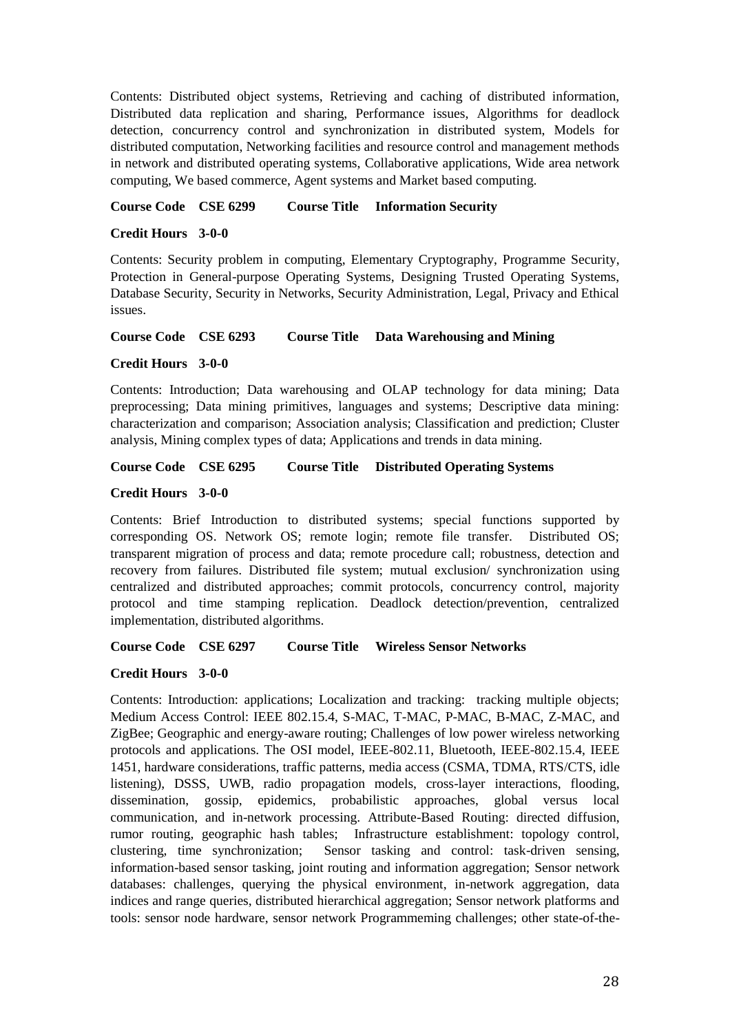Contents: Distributed object systems, Retrieving and caching of distributed information, Distributed data replication and sharing, Performance issues, Algorithms for deadlock detection, concurrency control and synchronization in distributed system, Models for distributed computation, Networking facilities and resource control and management methods in network and distributed operating systems, Collaborative applications, Wide area network computing, We based commerce, Agent systems and Market based computing.

**Course Code CSE 6299 Course Title Information Security**

**Credit Hours 3-0-0**

Contents: Security problem in computing, Elementary Cryptography, Programme Security, Protection in General-purpose Operating Systems, Designing Trusted Operating Systems, Database Security, Security in Networks, Security Administration, Legal, Privacy and Ethical issues.

**Course Code CSE 6293 Course Title Data Warehousing and Mining**

**Credit Hours 3-0-0**

Contents: Introduction; Data warehousing and OLAP technology for data mining; Data preprocessing; Data mining primitives, languages and systems; Descriptive data mining: characterization and comparison; Association analysis; Classification and prediction; Cluster analysis, Mining complex types of data; Applications and trends in data mining.

**Course Code CSE 6295 Course Title Distributed Operating Systems**

**Credit Hours 3-0-0**

Contents: Brief Introduction to distributed systems; special functions supported by corresponding OS. Network OS; remote login; remote file transfer. Distributed OS; transparent migration of process and data; remote procedure call; robustness, detection and recovery from failures. Distributed file system; mutual exclusion/ synchronization using centralized and distributed approaches; commit protocols, concurrency control, majority protocol and time stamping replication. Deadlock detection/prevention, centralized implementation, distributed algorithms.

**Course Code CSE 6297 Course Title Wireless Sensor Networks**

**Credit Hours 3-0-0**

Contents: Introduction: applications; Localization and tracking: tracking multiple objects; Medium Access Control: IEEE 802.15.4, S-MAC, T-MAC, P-MAC, B-MAC, Z-MAC, and ZigBee; Geographic and energy-aware routing; Challenges of low power wireless networking protocols and applications. The OSI model, IEEE-802.11, Bluetooth, IEEE-802.15.4, IEEE 1451, hardware considerations, traffic patterns, media access (CSMA, TDMA, RTS/CTS, idle listening), DSSS, UWB, radio propagation models, cross-layer interactions, flooding, dissemination, gossip, epidemics, probabilistic approaches, global versus local communication, and in-network processing. Attribute-Based Routing: directed diffusion, rumor routing, geographic hash tables; Infrastructure establishment: topology control, clustering, time synchronization; Sensor tasking and control: task-driven sensing, information-based sensor tasking, joint routing and information aggregation; Sensor network databases: challenges, querying the physical environment, in-network aggregation, data indices and range queries, distributed hierarchical aggregation; Sensor network platforms and tools: sensor node hardware, sensor network Programmeming challenges; other state-of-the-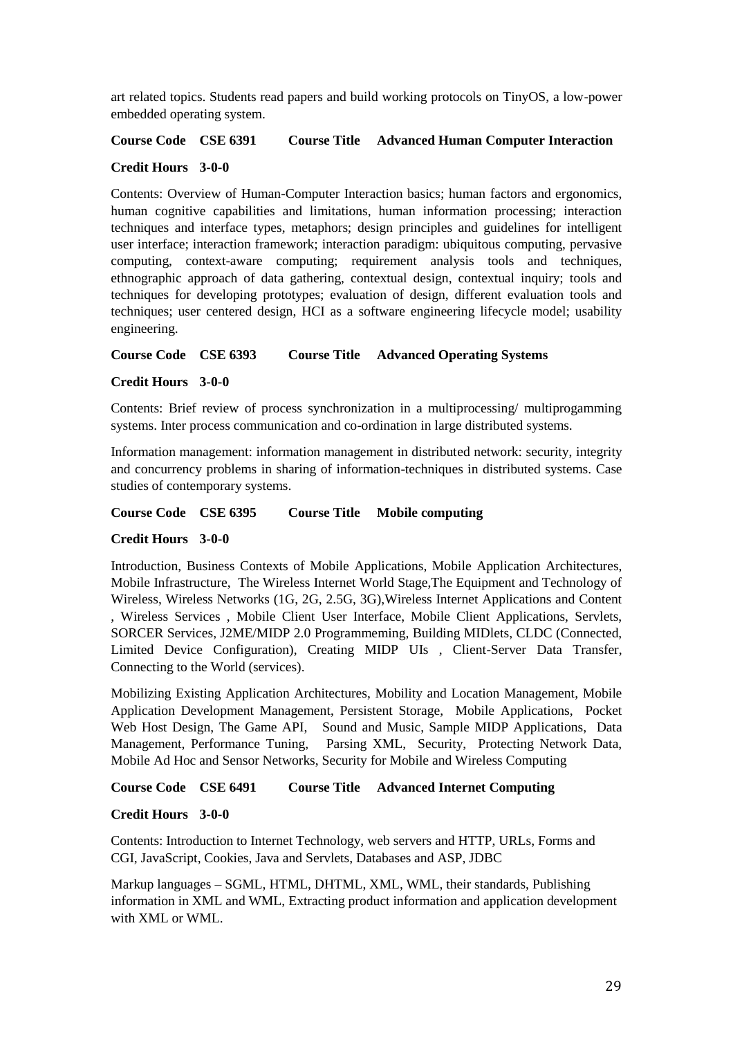art related topics. Students read papers and build working protocols on TinyOS, a low-power embedded operating system.

**Course Code CSE 6391 Course Title Advanced Human Computer Interaction**

**Credit Hours 3-0-0**

Contents: Overview of Human-Computer Interaction basics; human factors and ergonomics, human cognitive capabilities and limitations, human information processing; interaction techniques and interface types, metaphors; design principles and guidelines for intelligent user interface; interaction framework; interaction paradigm: ubiquitous computing, pervasive computing, context-aware computing; requirement analysis tools and techniques, ethnographic approach of data gathering, contextual design, contextual inquiry; tools and techniques for developing prototypes; evaluation of design, different evaluation tools and techniques; user centered design, HCI as a software engineering lifecycle model; usability engineering.

**Course Code CSE 6393 Course Title Advanced Operating Systems**

**Credit Hours 3-0-0**

Contents: Brief review of process synchronization in a multiprocessing/ multiprogamming systems. Inter process communication and co-ordination in large distributed systems.

Information management: information management in distributed network: security, integrity and concurrency problems in sharing of information-techniques in distributed systems. Case studies of contemporary systems.

**Course Code CSE 6395 Course Title Mobile computing**

**Credit Hours 3-0-0**

Introduction, Business Contexts of Mobile Applications, Mobile Application Architectures, Mobile Infrastructure, The Wireless Internet World Stage,The Equipment and Technology of Wireless, Wireless Networks (1G, 2G, 2.5G, 3G),Wireless Internet Applications and Content , Wireless Services , Mobile Client User Interface, Mobile Client Applications, Servlets, SORCER Services, J2ME/MIDP 2.0 Programmeming, Building MIDlets, CLDC (Connected, Limited Device Configuration), Creating MIDP UIs , Client-Server Data Transfer, Connecting to the World (services).

Mobilizing Existing Application Architectures, Mobility and Location Management, Mobile Application Development Management, Persistent Storage, Mobile Applications, Pocket Web Host Design, The Game API, Sound and Music, Sample MIDP Applications, Data Management, Performance Tuning, Parsing XML, Security, Protecting Network Data, Mobile Ad Hoc and Sensor Networks, Security for Mobile and Wireless Computing

**Course Code CSE 6491 Course Title Advanced Internet Computing**

**Credit Hours 3-0-0**

Contents: Introduction to Internet Technology, web servers and HTTP, URLs, Forms and CGI, JavaScript, Cookies, Java and Servlets, Databases and ASP, JDBC

Markup languages – SGML, HTML, DHTML, XML, WML, their standards, Publishing information in XML and WML, Extracting product information and application development with XML or WML.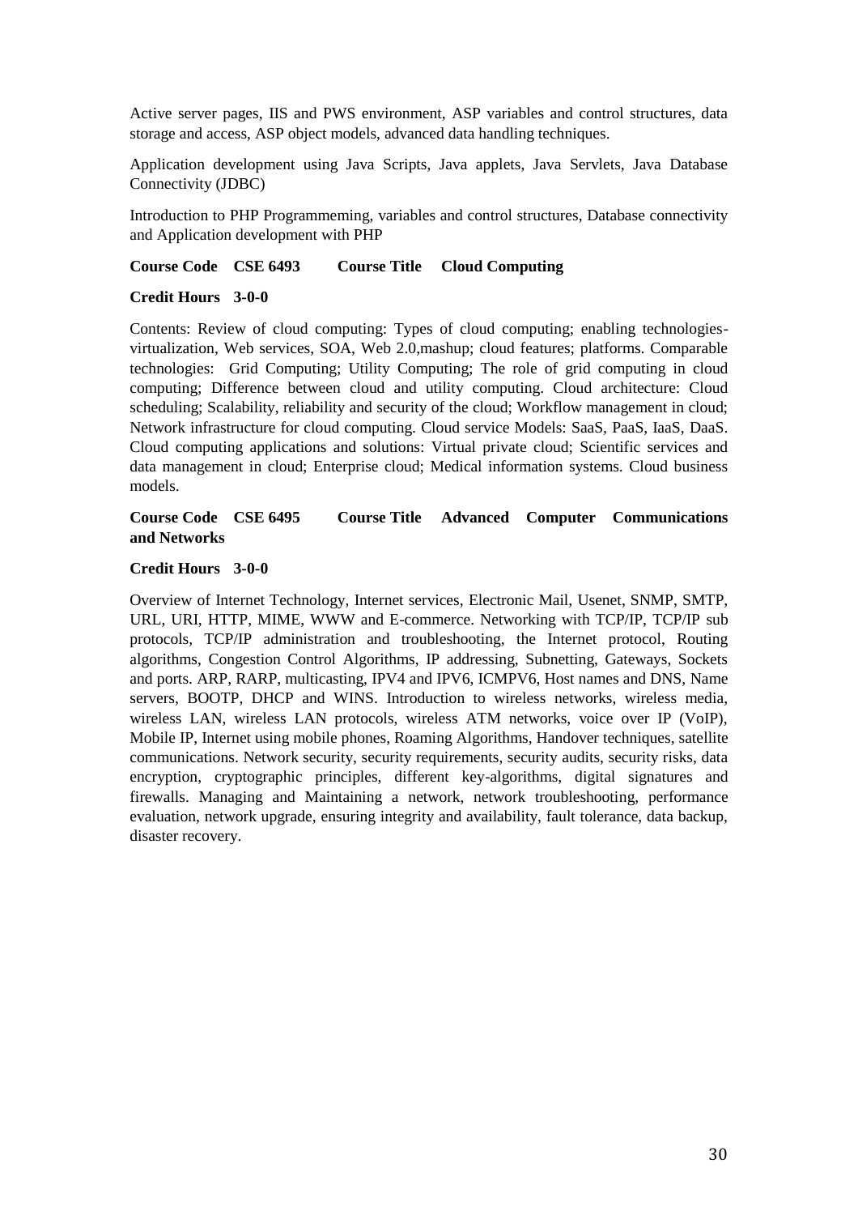Active server pages, IIS and PWS environment, ASP variables and control structures, data storage and access, ASP object models, advanced data handling techniques.

Application development using Java Scripts, Java applets, Java Servlets, Java Database Connectivity (JDBC)

Introduction to PHP Programmeming, variables and control structures, Database connectivity and Application development with PHP

**Course Code CSE 6493 Course Title Cloud Computing**

**Credit Hours 3-0-0**

Contents: Review of cloud computing: Types of cloud computing; enabling technologies-virtualization, Web services, SOA, Web 2.0,mashup; cloud features; platforms. Comparable technologies: Grid Computing; Utility Computing; The role of grid computing in cloud computing; Difference between cloud and utility computing. Cloud architecture: Cloud scheduling; Scalability, reliability and security of the cloud; Workflow management in cloud; Network infrastructure for cloud computing. Cloud service Models: SaaS, PaaS, IaaS, DaaS. Cloud computing applications and solutions: Virtual private cloud; Scientific services and data management in cloud; Enterprise cloud; Medical information systems. Cloud business models.

**Course Code CSE 6495 Course Title Advanced Computer Communications and Networks**

**Credit Hours 3-0-0**

Overview of Internet Technology, Internet services, Electronic Mail, Usenet, SNMP, SMTP, URL, URI, HTTP, MIME, WWW and E-commerce. Networking with TCP/IP, TCP/IP sub protocols, TCP/IP administration and troubleshooting, the Internet protocol, Routing algorithms, Congestion Control Algorithms, IP addressing, Subnetting, Gateways, Sockets and ports. ARP, RARP, multicasting, IPV4 and IPV6, ICMPV6, Host names and DNS, Name servers, BOOTP, DHCP and WINS. Introduction to wireless networks, wireless media, wireless LAN, wireless LAN protocols, wireless ATM networks, voice over IP (VoIP), Mobile IP, Internet using mobile phones, Roaming Algorithms, Handover techniques, satellite communications. Network security, security requirements, security audits, security risks, data encryption, cryptographic principles, different key-algorithms, digital signatures and firewalls. Managing and Maintaining a network, network troubleshooting, performance evaluation, network upgrade, ensuring integrity and availability, fault tolerance, data backup, disaster recovery.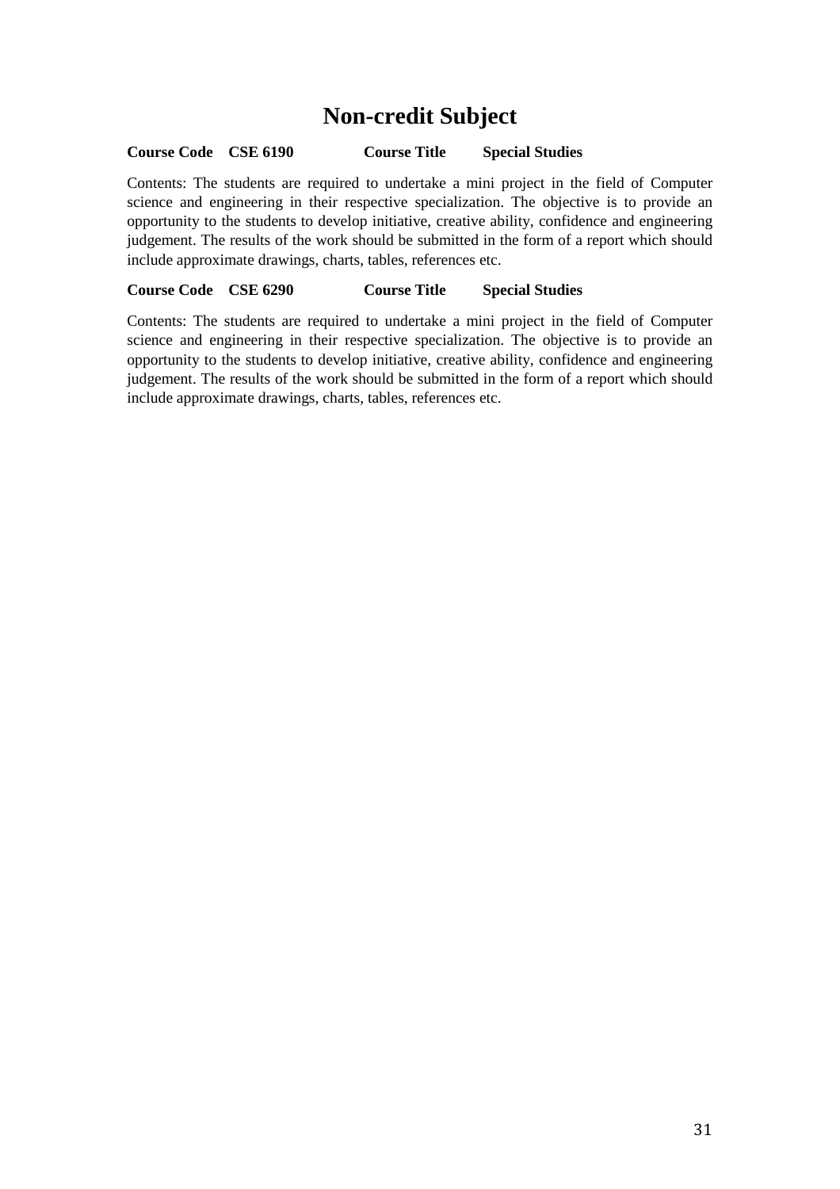# Non-credit Subject

**Course Code CSE 6190 Course Title Special Studies**

Contents: The students are required to undertake a mini project in the field of Computer science and engineering in their respective specialization. The objective is to provide an opportunity to the students to develop initiative, creative ability, confidence and engineering judgement. The results of the work should be submitted in the form of a report which should include approximate drawings, charts, tables, references etc.

**Course Code CSE 6290 Course Title Special Studies**

Contents: The students are required to undertake a mini project in the field of Computer science and engineering in their respective specialization. The objective is to provide an opportunity to the students to develop initiative, creative ability, confidence and engineering judgement. The results of the work should be submitted in the form of a report which should include approximate drawings, charts, tables, references etc.